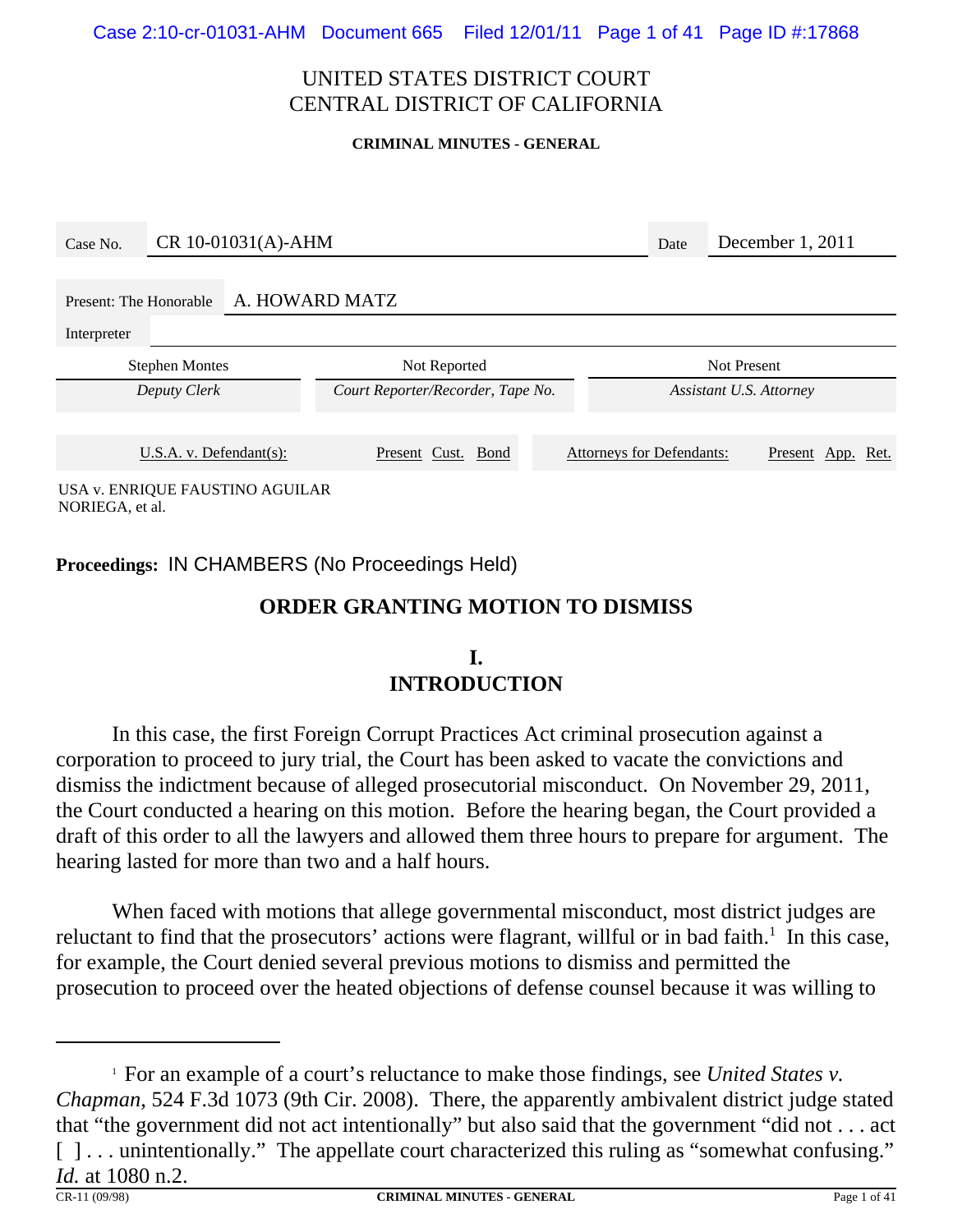UNITED STATES DISTRICT COURT
CENTRAL DISTRICT OF CALIFORNIA

**CRIMINAL MINUTES - GENERAL**

| Case No. | CR 10-01031(A)-AHM | Date | December 1, 2011 |
|---|---|---|---|

Present: The Honorable A. HOWARD MATZ

Interpreter

| Stephen Montes | Not Reported | Not Present |
|---|---|---|
| *Deputy Clerk* | *Court Reporter/Recorder, Tape No.* | *Assistant U.S. Attorney* |

| U.S.A. v. Defendant(s): | Present Cust. Bond | Attorneys for Defendants: | Present App. Ret. |
|---|---|---|---|
| USA v. ENRIQUE FAUSTINO AGUILAR NORIEGA, et al. | | | |

**Proceedings:** IN CHAMBERS (No Proceedings Held)

## ORDER GRANTING MOTION TO DISMISS

### I. INTRODUCTION

In this case, the first Foreign Corrupt Practices Act criminal prosecution against a corporation to proceed to jury trial, the Court has been asked to vacate the convictions and dismiss the indictment because of alleged prosecutorial misconduct. On November 29, 2011, the Court conducted a hearing on this motion. Before the hearing began, the Court provided a draft of this order to all the lawyers and allowed them three hours to prepare for argument. The hearing lasted for more than two and a half hours.

When faced with motions that allege governmental misconduct, most district judges are reluctant to find that the prosecutors' actions were flagrant, willful or in bad faith.[1] In this case, for example, the Court denied several previous motions to dismiss and permitted the prosecution to proceed over the heated objections of defense counsel because it was willing to

[1] For an example of a court's reluctance to make those findings, see *United States v. Chapman*, 524 F.3d 1073 (9th Cir. 2008). There, the apparently ambivalent district judge stated that "the government did not act intentionally" but also said that the government "did not . . . act [ ] . . . unintentionally." The appellate court characterized this ruling as "somewhat confusing." *Id.* at 1080 n.2.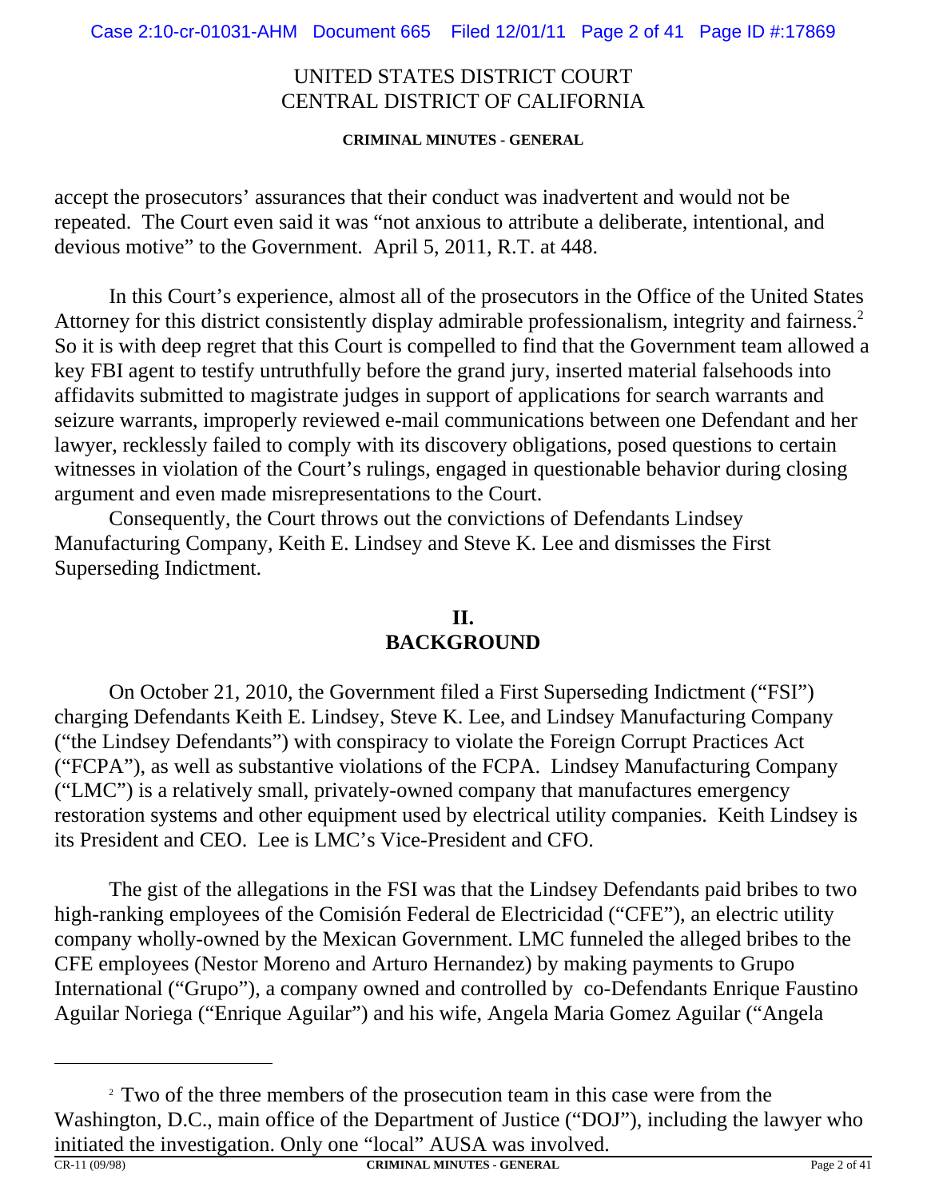accept the prosecutors' assurances that their conduct was inadvertent and would not be repeated. The Court even said it was "not anxious to attribute a deliberate, intentional, and devious motive" to the Government. April 5, 2011, R.T. at 448.

In this Court's experience, almost all of the prosecutors in the Office of the United States Attorney for this district consistently display admirable professionalism, integrity and fairness.[2] So it is with deep regret that this Court is compelled to find that the Government team allowed a key FBI agent to testify untruthfully before the grand jury, inserted material falsehoods into affidavits submitted to magistrate judges in support of applications for search warrants and seizure warrants, improperly reviewed e-mail communications between one Defendant and her lawyer, recklessly failed to comply with its discovery obligations, posed questions to certain witnesses in violation of the Court's rulings, engaged in questionable behavior during closing argument and even made misrepresentations to the Court.

Consequently, the Court throws out the convictions of Defendants Lindsey Manufacturing Company, Keith E. Lindsey and Steve K. Lee and dismisses the First Superseding Indictment.

## II.
## BACKGROUND

On October 21, 2010, the Government filed a First Superseding Indictment ("FSI") charging Defendants Keith E. Lindsey, Steve K. Lee, and Lindsey Manufacturing Company ("the Lindsey Defendants") with conspiracy to violate the Foreign Corrupt Practices Act ("FCPA"), as well as substantive violations of the FCPA. Lindsey Manufacturing Company ("LMC") is a relatively small, privately-owned company that manufactures emergency restoration systems and other equipment used by electrical utility companies. Keith Lindsey is its President and CEO. Lee is LMC's Vice-President and CFO.

The gist of the allegations in the FSI was that the Lindsey Defendants paid bribes to two high-ranking employees of the Comisión Federal de Electricidad ("CFE"), an electric utility company wholly-owned by the Mexican Government. LMC funneled the alleged bribes to the CFE employees (Nestor Moreno and Arturo Hernandez) by making payments to Grupo International ("Grupo"), a company owned and controlled by co-Defendants Enrique Faustino Aguilar Noriega ("Enrique Aguilar") and his wife, Angela Maria Gomez Aguilar ("Angela

---

[2] Two of the three members of the prosecution team in this case were from the Washington, D.C., main office of the Department of Justice ("DOJ"), including the lawyer who initiated the investigation. Only one "local" AUSA was involved.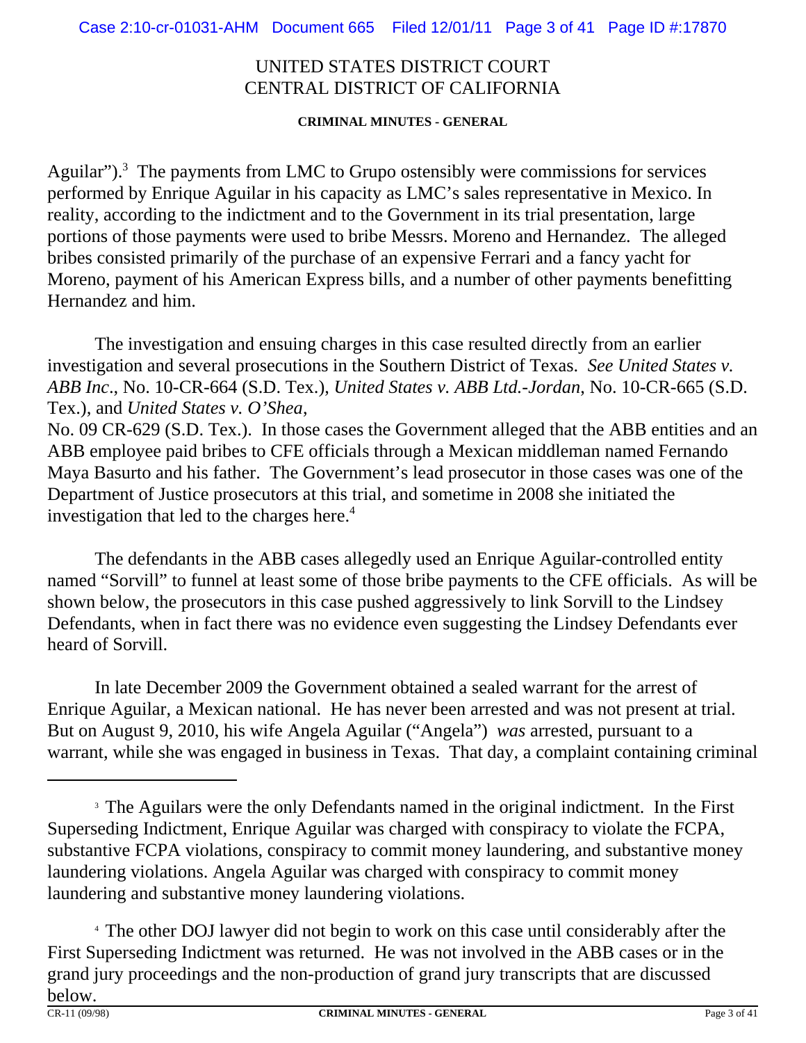UNITED STATES DISTRICT COURT
CENTRAL DISTRICT OF CALIFORNIA

**CRIMINAL MINUTES - GENERAL**

Aguilar").[3] The payments from LMC to Grupo ostensibly were commissions for services performed by Enrique Aguilar in his capacity as LMC's sales representative in Mexico. In reality, according to the indictment and to the Government in its trial presentation, large portions of those payments were used to bribe Messrs. Moreno and Hernandez. The alleged bribes consisted primarily of the purchase of an expensive Ferrari and a fancy yacht for Moreno, payment of his American Express bills, and a number of other payments benefitting Hernandez and him.

The investigation and ensuing charges in this case resulted directly from an earlier investigation and several prosecutions in the Southern District of Texas. *See United States v. ABB Inc*., No. 10-CR-664 (S.D. Tex.), *United States v. ABB Ltd.-Jordan,* No. 10-CR-665 (S.D. Tex.), and *United States v. O'Shea*, No. 09 CR-629 (S.D. Tex.). In those cases the Government alleged that the ABB entities and an ABB employee paid bribes to CFE officials through a Mexican middleman named Fernando Maya Basurto and his father. The Government's lead prosecutor in those cases was one of the Department of Justice prosecutors at this trial, and sometime in 2008 she initiated the investigation that led to the charges here.[4]

The defendants in the ABB cases allegedly used an Enrique Aguilar-controlled entity named "Sorvill" to funnel at least some of those bribe payments to the CFE officials. As will be shown below, the prosecutors in this case pushed aggressively to link Sorvill to the Lindsey Defendants, when in fact there was no evidence even suggesting the Lindsey Defendants ever heard of Sorvill.

In late December 2009 the Government obtained a sealed warrant for the arrest of Enrique Aguilar, a Mexican national. He has never been arrested and was not present at trial. But on August 9, 2010, his wife Angela Aguilar ("Angela") *was* arrested, pursuant to a warrant, while she was engaged in business in Texas. That day, a complaint containing criminal

---

[3] The Aguilars were the only Defendants named in the original indictment. In the First Superseding Indictment, Enrique Aguilar was charged with conspiracy to violate the FCPA, substantive FCPA violations, conspiracy to commit money laundering, and substantive money laundering violations. Angela Aguilar was charged with conspiracy to commit money laundering and substantive money laundering violations.

[4] The other DOJ lawyer did not begin to work on this case until considerably after the First Superseding Indictment was returned. He was not involved in the ABB cases or in the grand jury proceedings and the non-production of grand jury transcripts that are discussed below.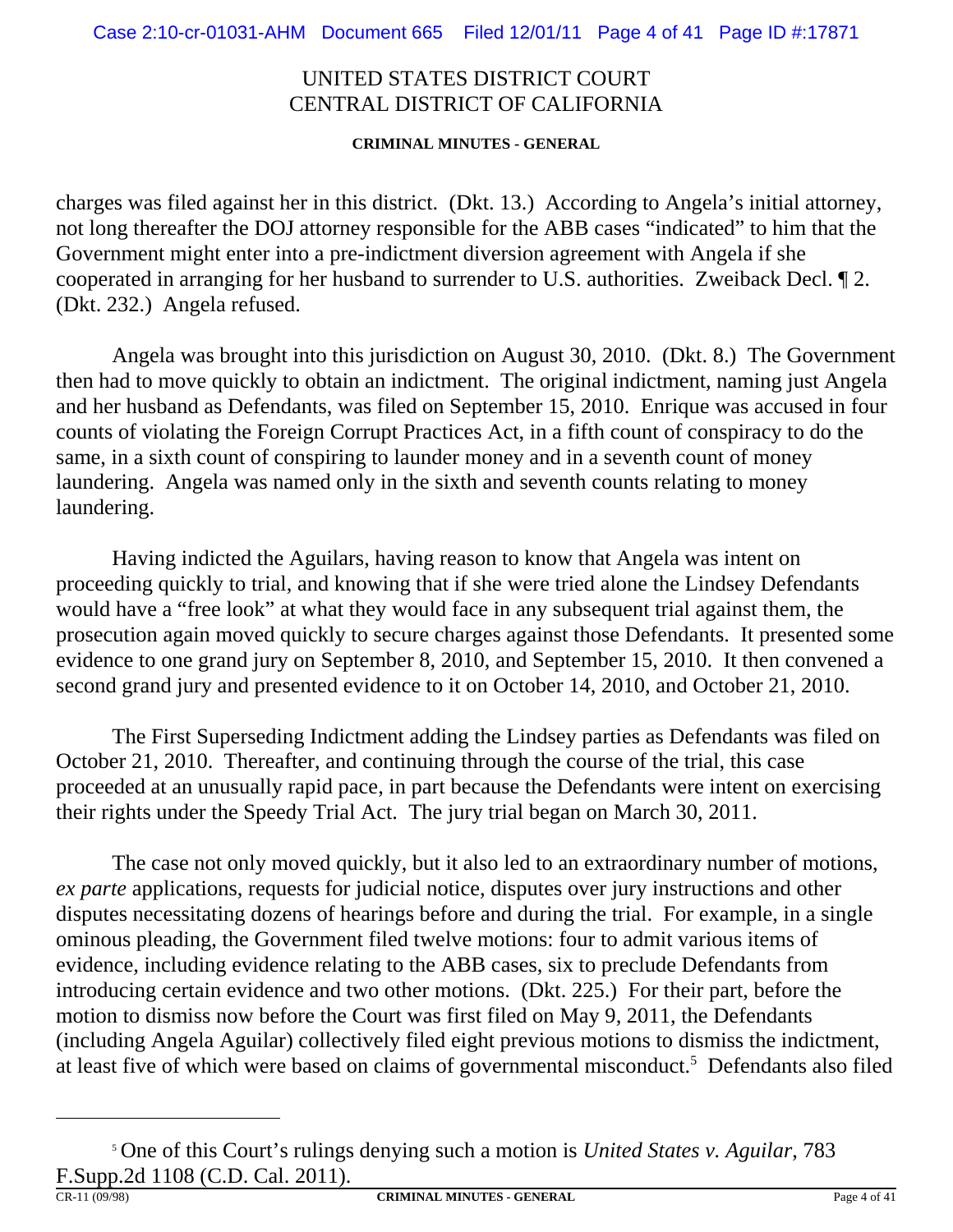charges was filed against her in this district. (Dkt. 13.) According to Angela's initial attorney, not long thereafter the DOJ attorney responsible for the ABB cases "indicated" to him that the Government might enter into a pre-indictment diversion agreement with Angela if she cooperated in arranging for her husband to surrender to U.S. authorities. Zweiback Decl. ¶ 2. (Dkt. 232.) Angela refused.

Angela was brought into this jurisdiction on August 30, 2010. (Dkt. 8.) The Government then had to move quickly to obtain an indictment. The original indictment, naming just Angela and her husband as Defendants, was filed on September 15, 2010. Enrique was accused in four counts of violating the Foreign Corrupt Practices Act, in a fifth count of conspiracy to do the same, in a sixth count of conspiring to launder money and in a seventh count of money laundering. Angela was named only in the sixth and seventh counts relating to money laundering.

Having indicted the Aguilars, having reason to know that Angela was intent on proceeding quickly to trial, and knowing that if she were tried alone the Lindsey Defendants would have a "free look" at what they would face in any subsequent trial against them, the prosecution again moved quickly to secure charges against those Defendants. It presented some evidence to one grand jury on September 8, 2010, and September 15, 2010. It then convened a second grand jury and presented evidence to it on October 14, 2010, and October 21, 2010.

The First Superseding Indictment adding the Lindsey parties as Defendants was filed on October 21, 2010. Thereafter, and continuing through the course of the trial, this case proceeded at an unusually rapid pace, in part because the Defendants were intent on exercising their rights under the Speedy Trial Act. The jury trial began on March 30, 2011.

The case not only moved quickly, but it also led to an extraordinary number of motions, *ex parte* applications, requests for judicial notice, disputes over jury instructions and other disputes necessitating dozens of hearings before and during the trial. For example, in a single ominous pleading, the Government filed twelve motions: four to admit various items of evidence, including evidence relating to the ABB cases, six to preclude Defendants from introducing certain evidence and two other motions. (Dkt. 225.) For their part, before the motion to dismiss now before the Court was first filed on May 9, 2011, the Defendants (including Angela Aguilar) collectively filed eight previous motions to dismiss the indictment, at least five of which were based on claims of governmental misconduct.[5] Defendants also filed

---

[5] One of this Court's rulings denying such a motion is *United States v. Aguilar*, 783 F.Supp.2d 1108 (C.D. Cal. 2011).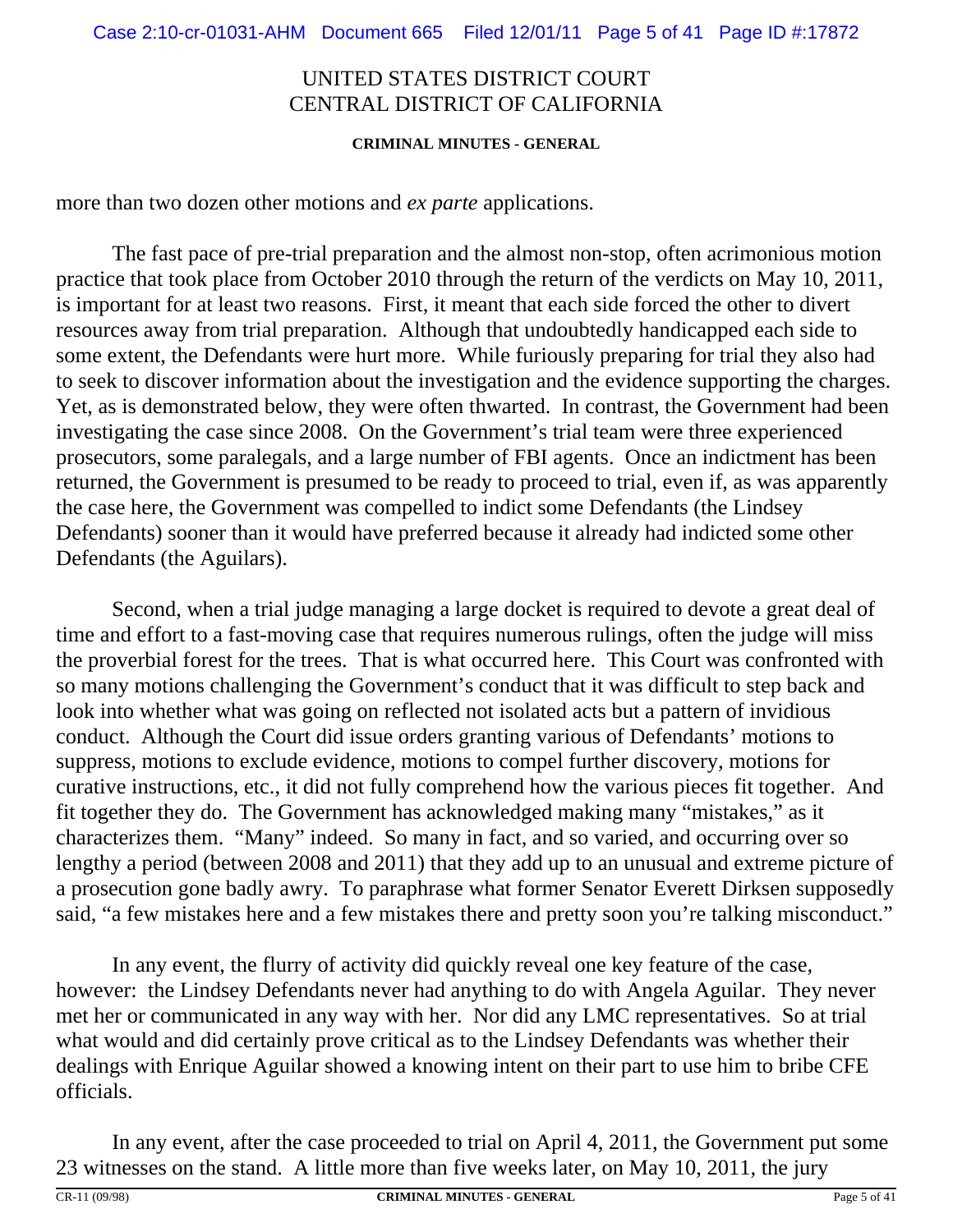more than two dozen other motions and *ex parte* applications.

The fast pace of pre-trial preparation and the almost non-stop, often acrimonious motion practice that took place from October 2010 through the return of the verdicts on May 10, 2011, is important for at least two reasons. First, it meant that each side forced the other to divert resources away from trial preparation. Although that undoubtedly handicapped each side to some extent, the Defendants were hurt more. While furiously preparing for trial they also had to seek to discover information about the investigation and the evidence supporting the charges. Yet, as is demonstrated below, they were often thwarted. In contrast, the Government had been investigating the case since 2008. On the Government's trial team were three experienced prosecutors, some paralegals, and a large number of FBI agents. Once an indictment has been returned, the Government is presumed to be ready to proceed to trial, even if, as was apparently the case here, the Government was compelled to indict some Defendants (the Lindsey Defendants) sooner than it would have preferred because it already had indicted some other Defendants (the Aguilars).

Second, when a trial judge managing a large docket is required to devote a great deal of time and effort to a fast-moving case that requires numerous rulings, often the judge will miss the proverbial forest for the trees. That is what occurred here. This Court was confronted with so many motions challenging the Government's conduct that it was difficult to step back and look into whether what was going on reflected not isolated acts but a pattern of invidious conduct. Although the Court did issue orders granting various of Defendants' motions to suppress, motions to exclude evidence, motions to compel further discovery, motions for curative instructions, etc., it did not fully comprehend how the various pieces fit together. And fit together they do. The Government has acknowledged making many "mistakes," as it characterizes them. "Many" indeed. So many in fact, and so varied, and occurring over so lengthy a period (between 2008 and 2011) that they add up to an unusual and extreme picture of a prosecution gone badly awry. To paraphrase what former Senator Everett Dirksen supposedly said, "a few mistakes here and a few mistakes there and pretty soon you're talking misconduct."

In any event, the flurry of activity did quickly reveal one key feature of the case, however: the Lindsey Defendants never had anything to do with Angela Aguilar. They never met her or communicated in any way with her. Nor did any LMC representatives. So at trial what would and did certainly prove critical as to the Lindsey Defendants was whether their dealings with Enrique Aguilar showed a knowing intent on their part to use him to bribe CFE officials.

In any event, after the case proceeded to trial on April 4, 2011, the Government put some 23 witnesses on the stand. A little more than five weeks later, on May 10, 2011, the jury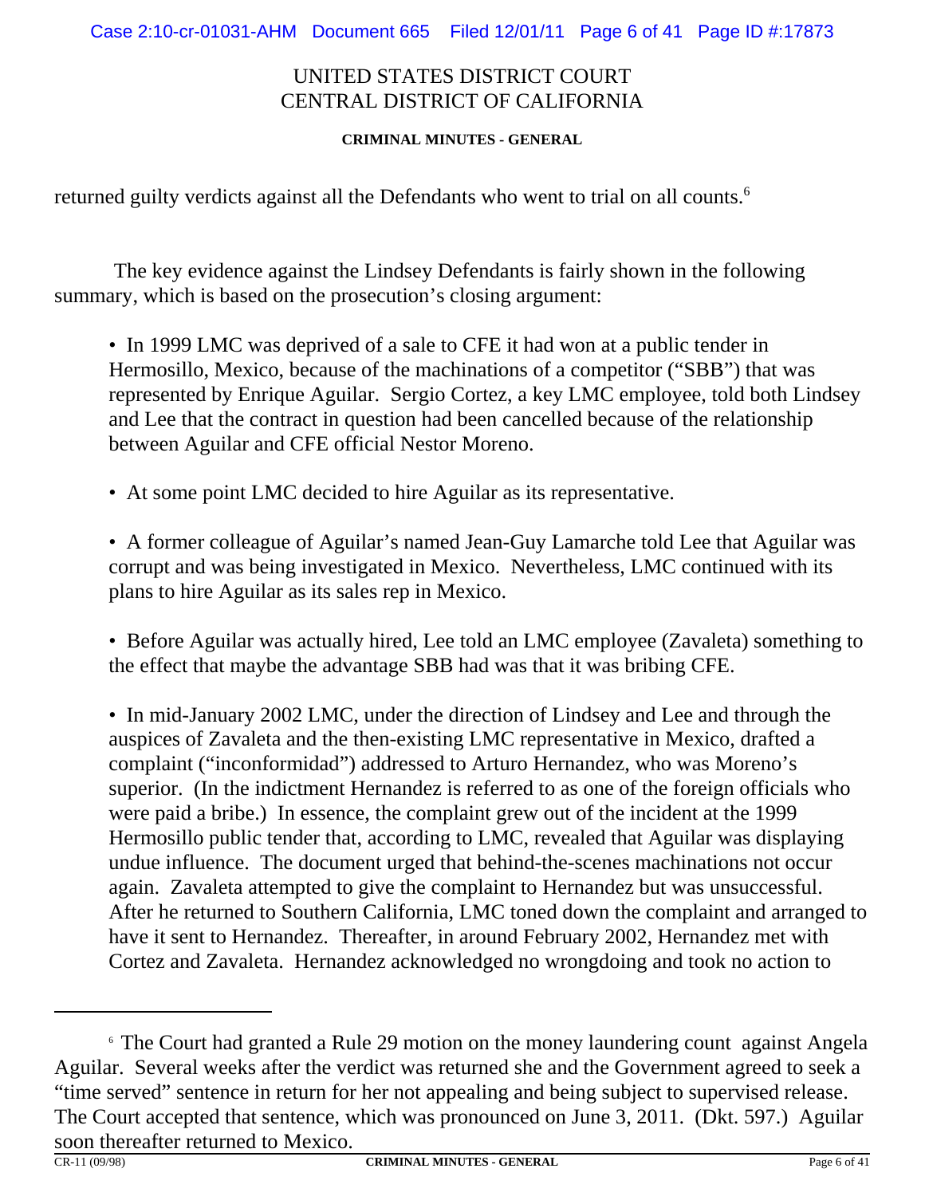# UNITED STATES DISTRICT COURT
# CENTRAL DISTRICT OF CALIFORNIA

**CRIMINAL MINUTES - GENERAL**

returned guilty verdicts against all the Defendants who went to trial on all counts.[6]

The key evidence against the Lindsey Defendants is fairly shown in the following summary, which is based on the prosecution's closing argument:

- In 1999 LMC was deprived of a sale to CFE it had won at a public tender in Hermosillo, Mexico, because of the machinations of a competitor ("SBB") that was represented by Enrique Aguilar. Sergio Cortez, a key LMC employee, told both Lindsey and Lee that the contract in question had been cancelled because of the relationship between Aguilar and CFE official Nestor Moreno.

- At some point LMC decided to hire Aguilar as its representative.

- A former colleague of Aguilar's named Jean-Guy Lamarche told Lee that Aguilar was corrupt and was being investigated in Mexico. Nevertheless, LMC continued with its plans to hire Aguilar as its sales rep in Mexico.

- Before Aguilar was actually hired, Lee told an LMC employee (Zavaleta) something to the effect that maybe the advantage SBB had was that it was bribing CFE.

- In mid-January 2002 LMC, under the direction of Lindsey and Lee and through the auspices of Zavaleta and the then-existing LMC representative in Mexico, drafted a complaint ("inconformidad") addressed to Arturo Hernandez, who was Moreno's superior. (In the indictment Hernandez is referred to as one of the foreign officials who were paid a bribe.) In essence, the complaint grew out of the incident at the 1999 Hermosillo public tender that, according to LMC, revealed that Aguilar was displaying undue influence. The document urged that behind-the-scenes machinations not occur again. Zavaleta attempted to give the complaint to Hernandez but was unsuccessful. After he returned to Southern California, LMC toned down the complaint and arranged to have it sent to Hernandez. Thereafter, in around February 2002, Hernandez met with Cortez and Zavaleta. Hernandez acknowledged no wrongdoing and took no action to

---

[6] The Court had granted a Rule 29 motion on the money laundering count against Angela Aguilar. Several weeks after the verdict was returned she and the Government agreed to seek a "time served" sentence in return for her not appealing and being subject to supervised release. The Court accepted that sentence, which was pronounced on June 3, 2011. (Dkt. 597.) Aguilar soon thereafter returned to Mexico.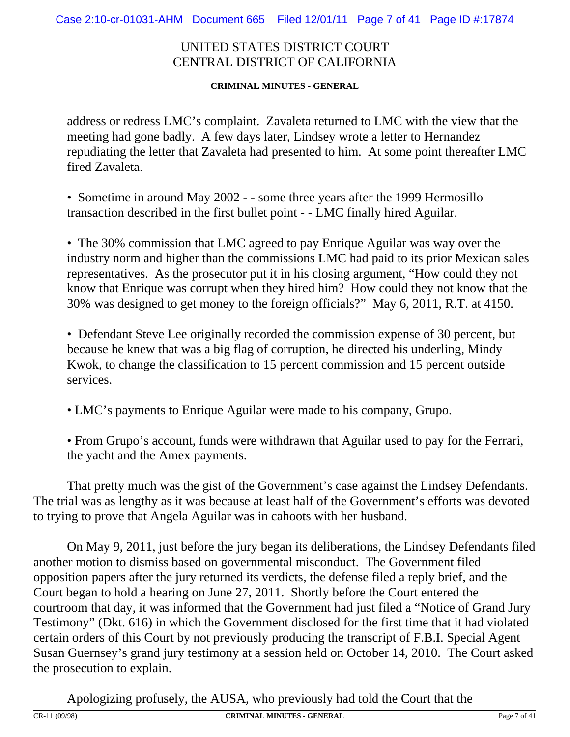address or redress LMC's complaint. Zavaleta returned to LMC with the view that the meeting had gone badly. A few days later, Lindsey wrote a letter to Hernandez repudiating the letter that Zavaleta had presented to him. At some point thereafter LMC fired Zavaleta.

- Sometime in around May 2002 - - some three years after the 1999 Hermosillo transaction described in the first bullet point - - LMC finally hired Aguilar.

- The 30% commission that LMC agreed to pay Enrique Aguilar was way over the industry norm and higher than the commissions LMC had paid to its prior Mexican sales representatives. As the prosecutor put it in his closing argument, "How could they not know that Enrique was corrupt when they hired him? How could they not know that the 30% was designed to get money to the foreign officials?" May 6, 2011, R.T. at 4150.

- Defendant Steve Lee originally recorded the commission expense of 30 percent, but because he knew that was a big flag of corruption, he directed his underling, Mindy Kwok, to change the classification to 15 percent commission and 15 percent outside services.

- LMC's payments to Enrique Aguilar were made to his company, Grupo.

- From Grupo's account, funds were withdrawn that Aguilar used to pay for the Ferrari, the yacht and the Amex payments.

That pretty much was the gist of the Government's case against the Lindsey Defendants. The trial was as lengthy as it was because at least half of the Government's efforts was devoted to trying to prove that Angela Aguilar was in cahoots with her husband.

On May 9, 2011, just before the jury began its deliberations, the Lindsey Defendants filed another motion to dismiss based on governmental misconduct. The Government filed opposition papers after the jury returned its verdicts, the defense filed a reply brief, and the Court began to hold a hearing on June 27, 2011. Shortly before the Court entered the courtroom that day, it was informed that the Government had just filed a "Notice of Grand Jury Testimony" (Dkt. 616) in which the Government disclosed for the first time that it had violated certain orders of this Court by not previously producing the transcript of F.B.I. Special Agent Susan Guernsey's grand jury testimony at a session held on October 14, 2010. The Court asked the prosecution to explain.

Apologizing profusely, the AUSA, who previously had told the Court that the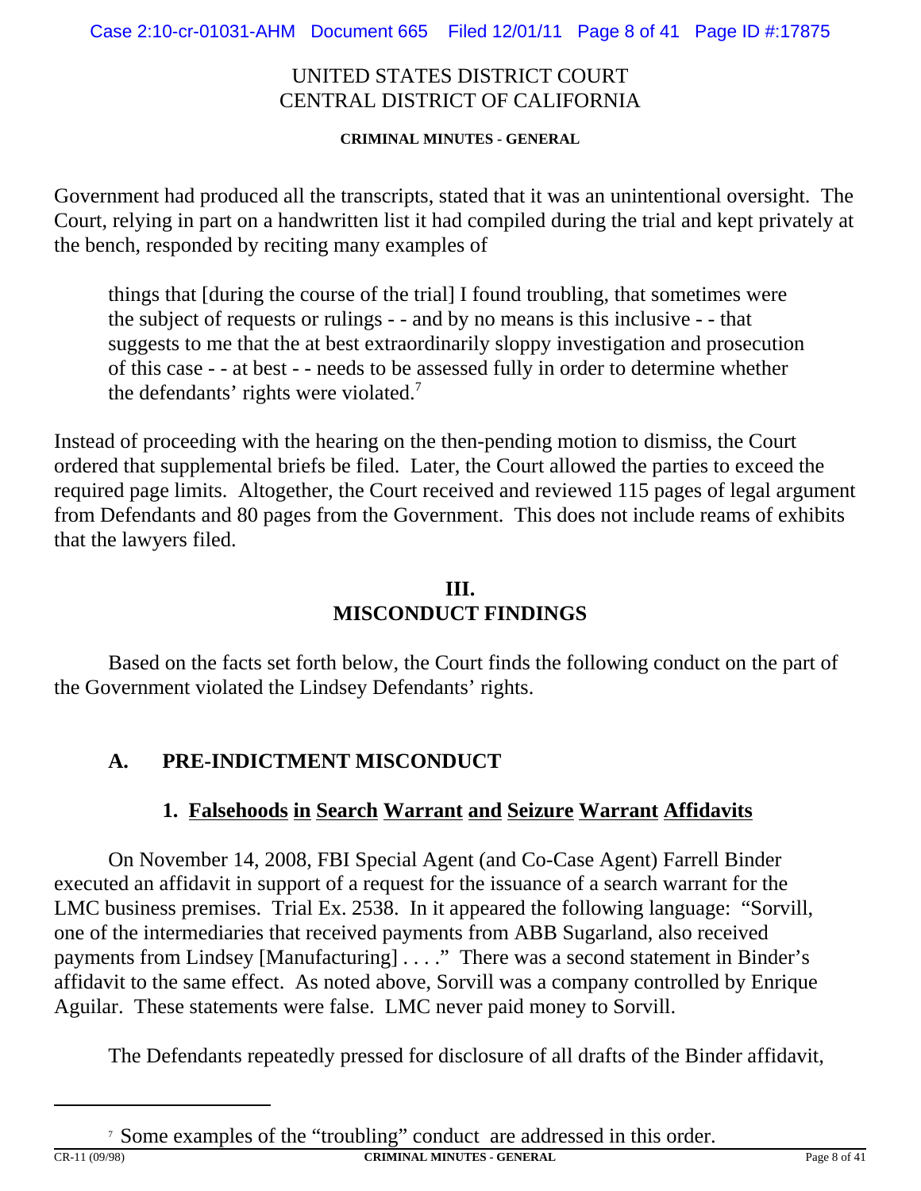Government had produced all the transcripts, stated that it was an unintentional oversight. The Court, relying in part on a handwritten list it had compiled during the trial and kept privately at the bench, responded by reciting many examples of

> things that [during the course of the trial] I found troubling, that sometimes were the subject of requests or rulings - - and by no means is this inclusive - - that suggests to me that the at best extraordinarily sloppy investigation and prosecution of this case - - at best - - needs to be assessed fully in order to determine whether the defendants' rights were violated.[7]

Instead of proceeding with the hearing on the then-pending motion to dismiss, the Court ordered that supplemental briefs be filed. Later, the Court allowed the parties to exceed the required page limits. Altogether, the Court received and reviewed 115 pages of legal argument from Defendants and 80 pages from the Government. This does not include reams of exhibits that the lawyers filed.

## III. MISCONDUCT FINDINGS

Based on the facts set forth below, the Court finds the following conduct on the part of the Government violated the Lindsey Defendants' rights.

### A. PRE-INDICTMENT MISCONDUCT

#### 1. Falsehoods in Search Warrant and Seizure Warrant Affidavits

On November 14, 2008, FBI Special Agent (and Co-Case Agent) Farrell Binder executed an affidavit in support of a request for the issuance of a search warrant for the LMC business premises. Trial Ex. 2538. In it appeared the following language: "Sorvill, one of the intermediaries that received payments from ABB Sugarland, also received payments from Lindsey [Manufacturing] . . . ." There was a second statement in Binder's affidavit to the same effect. As noted above, Sorvill was a company controlled by Enrique Aguilar. These statements were false. LMC never paid money to Sorvill.

The Defendants repeatedly pressed for disclosure of all drafts of the Binder affidavit,

[7] Some examples of the "troubling" conduct are addressed in this order.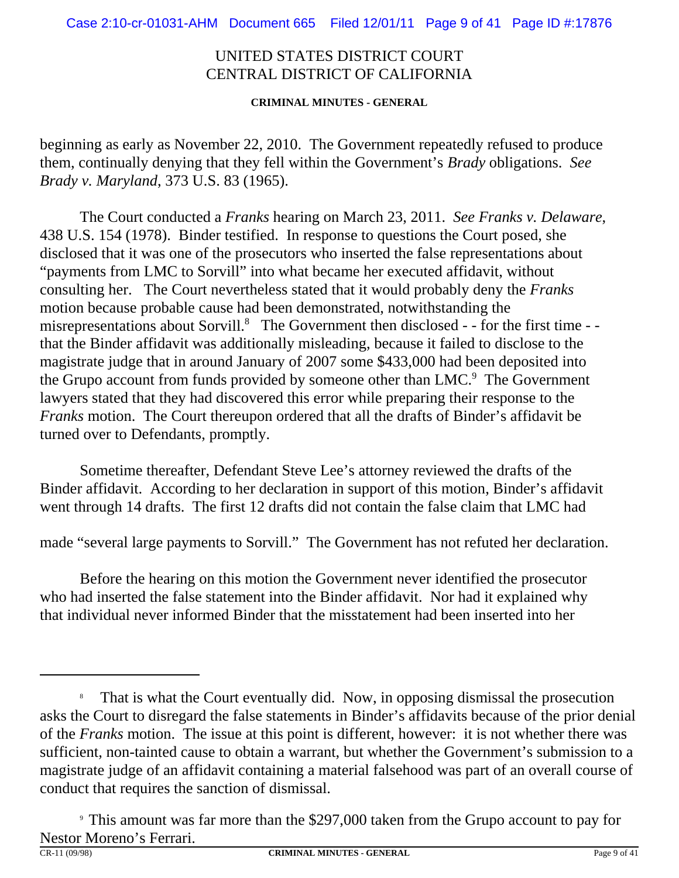beginning as early as November 22, 2010. The Government repeatedly refused to produce them, continually denying that they fell within the Government's *Brady* obligations. *See Brady v. Maryland*, 373 U.S. 83 (1965).

The Court conducted a *Franks* hearing on March 23, 2011. *See Franks v. Delaware*, 438 U.S. 154 (1978). Binder testified. In response to questions the Court posed, she disclosed that it was one of the prosecutors who inserted the false representations about "payments from LMC to Sorvill" into what became her executed affidavit, without consulting her. The Court nevertheless stated that it would probably deny the *Franks* motion because probable cause had been demonstrated, notwithstanding the misrepresentations about Sorvill.[8] The Government then disclosed - - for the first time - - that the Binder affidavit was additionally misleading, because it failed to disclose to the magistrate judge that in around January of 2007 some $433,000 had been deposited into the Grupo account from funds provided by someone other than LMC.[9] The Government lawyers stated that they had discovered this error while preparing their response to the *Franks* motion. The Court thereupon ordered that all the drafts of Binder's affidavit be turned over to Defendants, promptly.

Sometime thereafter, Defendant Steve Lee's attorney reviewed the drafts of the Binder affidavit. According to her declaration in support of this motion, Binder's affidavit went through 14 drafts. The first 12 drafts did not contain the false claim that LMC had made "several large payments to Sorvill." The Government has not refuted her declaration.

Before the hearing on this motion the Government never identified the prosecutor who had inserted the false statement into the Binder affidavit. Nor had it explained why that individual never informed Binder that the misstatement had been inserted into her

---

[8] That is what the Court eventually did. Now, in opposing dismissal the prosecution asks the Court to disregard the false statements in Binder's affidavits because of the prior denial of the *Franks* motion. The issue at this point is different, however: it is not whether there was sufficient, non-tainted cause to obtain a warrant, but whether the Government's submission to a magistrate judge of an affidavit containing a material falsehood was part of an overall course of conduct that requires the sanction of dismissal.

[9] This amount was far more than the $297,000 taken from the Grupo account to pay for Nestor Moreno's Ferrari.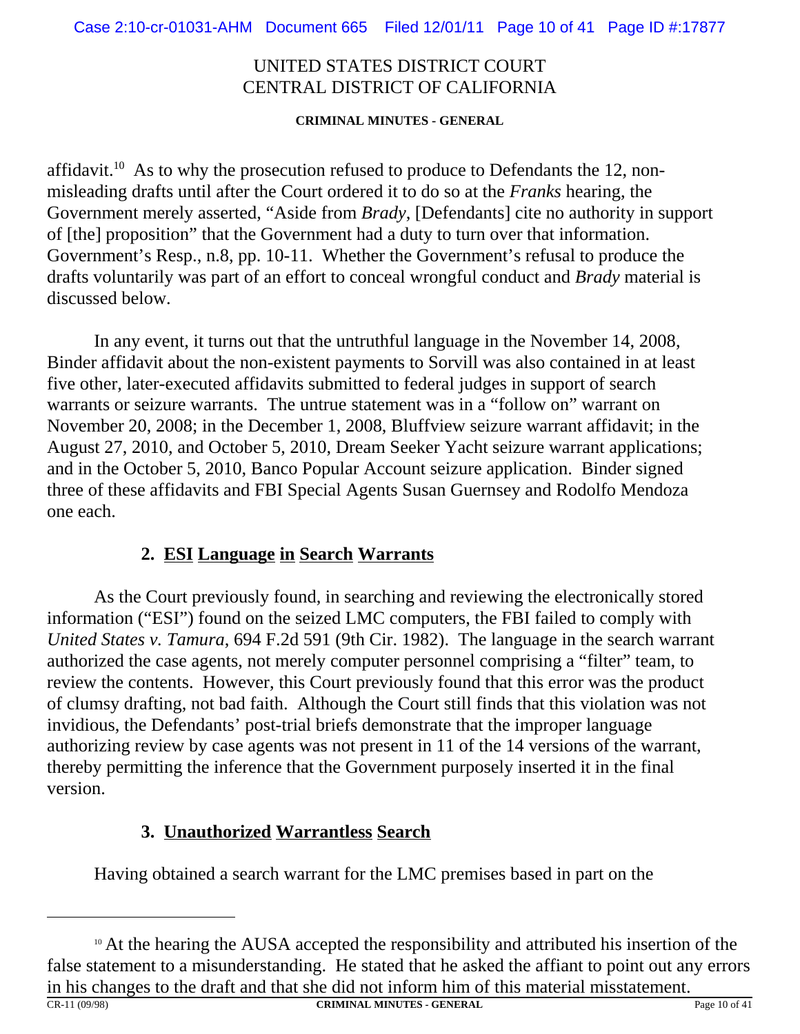affidavit.[10] As to why the prosecution refused to produce to Defendants the 12, non-misleading drafts until after the Court ordered it to do so at the *Franks* hearing, the Government merely asserted, "Aside from *Brady*, [Defendants] cite no authority in support of [the] proposition" that the Government had a duty to turn over that information. Government's Resp., n.8, pp. 10-11. Whether the Government's refusal to produce the drafts voluntarily was part of an effort to conceal wrongful conduct and *Brady* material is discussed below.

In any event, it turns out that the untruthful language in the November 14, 2008, Binder affidavit about the non-existent payments to Sorvill was also contained in at least five other, later-executed affidavits submitted to federal judges in support of search warrants or seizure warrants. The untrue statement was in a "follow on" warrant on November 20, 2008; in the December 1, 2008, Bluffview seizure warrant affidavit; in the August 27, 2010, and October 5, 2010, Dream Seeker Yacht seizure warrant applications; and in the October 5, 2010, Banco Popular Account seizure application. Binder signed three of these affidavits and FBI Special Agents Susan Guernsey and Rodolfo Mendoza one each.

### 2. ESI Language in Search Warrants

As the Court previously found, in searching and reviewing the electronically stored information ("ESI") found on the seized LMC computers, the FBI failed to comply with *United States v. Tamura*, 694 F.2d 591 (9th Cir. 1982). The language in the search warrant authorized the case agents, not merely computer personnel comprising a "filter" team, to review the contents. However, this Court previously found that this error was the product of clumsy drafting, not bad faith. Although the Court still finds that this violation was not invidious, the Defendants' post-trial briefs demonstrate that the improper language authorizing review by case agents was not present in 11 of the 14 versions of the warrant, thereby permitting the inference that the Government purposely inserted it in the final version.

### 3. Unauthorized Warrantless Search

Having obtained a search warrant for the LMC premises based in part on the

---

[10] At the hearing the AUSA accepted the responsibility and attributed his insertion of the false statement to a misunderstanding. He stated that he asked the affiant to point out any errors in his changes to the draft and that she did not inform him of this material misstatement.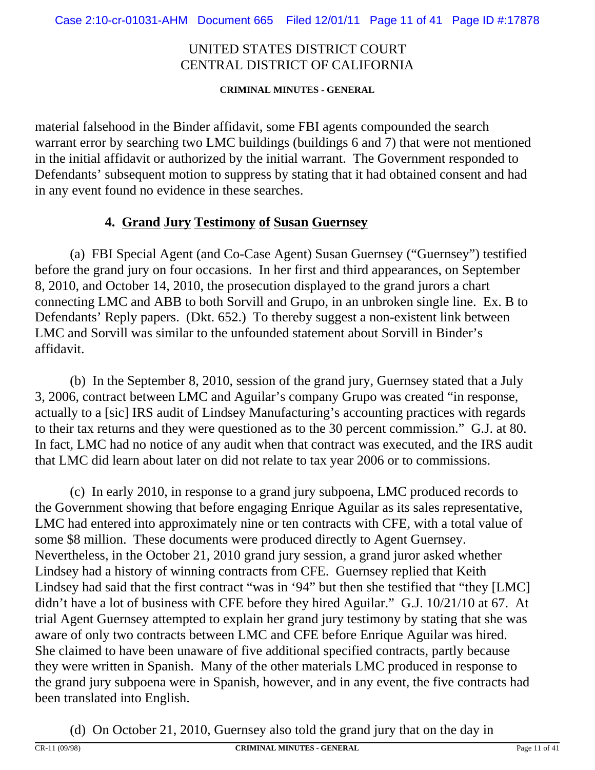material falsehood in the Binder affidavit, some FBI agents compounded the search warrant error by searching two LMC buildings (buildings 6 and 7) that were not mentioned in the initial affidavit or authorized by the initial warrant. The Government responded to Defendants' subsequent motion to suppress by stating that it had obtained consent and had in any event found no evidence in these searches.

### 4. Grand Jury Testimony of Susan Guernsey

(a) FBI Special Agent (and Co-Case Agent) Susan Guernsey ("Guernsey") testified before the grand jury on four occasions. In her first and third appearances, on September 8, 2010, and October 14, 2010, the prosecution displayed to the grand jurors a chart connecting LMC and ABB to both Sorvill and Grupo, in an unbroken single line. Ex. B to Defendants' Reply papers. (Dkt. 652.) To thereby suggest a non-existent link between LMC and Sorvill was similar to the unfounded statement about Sorvill in Binder's affidavit.

(b) In the September 8, 2010, session of the grand jury, Guernsey stated that a July 3, 2006, contract between LMC and Aguilar's company Grupo was created "in response, actually to a [sic] IRS audit of Lindsey Manufacturing's accounting practices with regards to their tax returns and they were questioned as to the 30 percent commission." G.J. at 80. In fact, LMC had no notice of any audit when that contract was executed, and the IRS audit that LMC did learn about later on did not relate to tax year 2006 or to commissions.

(c) In early 2010, in response to a grand jury subpoena, LMC produced records to the Government showing that before engaging Enrique Aguilar as its sales representative, LMC had entered into approximately nine or ten contracts with CFE, with a total value of some $8 million. These documents were produced directly to Agent Guernsey. Nevertheless, in the October 21, 2010 grand jury session, a grand juror asked whether Lindsey had a history of winning contracts from CFE. Guernsey replied that Keith Lindsey had said that the first contract "was in '94" but then she testified that "they [LMC] didn't have a lot of business with CFE before they hired Aguilar." G.J. 10/21/10 at 67. At trial Agent Guernsey attempted to explain her grand jury testimony by stating that she was aware of only two contracts between LMC and CFE before Enrique Aguilar was hired. She claimed to have been unaware of five additional specified contracts, partly because they were written in Spanish. Many of the other materials LMC produced in response to the grand jury subpoena were in Spanish, however, and in any event, the five contracts had been translated into English.

(d) On October 21, 2010, Guernsey also told the grand jury that on the day in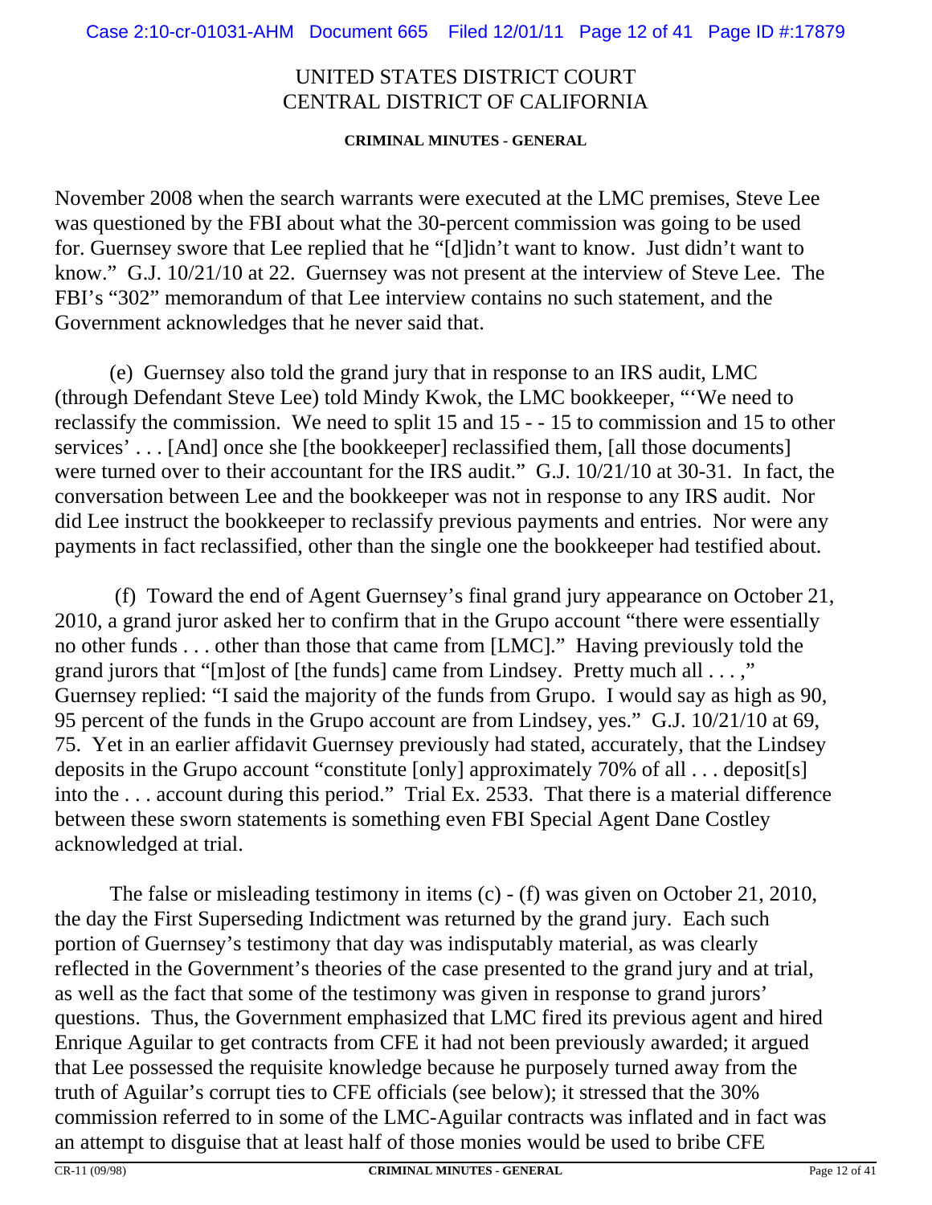# UNITED STATES DISTRICT COURT
# CENTRAL DISTRICT OF CALIFORNIA

**CRIMINAL MINUTES - GENERAL**

November 2008 when the search warrants were executed at the LMC premises, Steve Lee was questioned by the FBI about what the 30-percent commission was going to be used for. Guernsey swore that Lee replied that he "[d]idn't want to know. Just didn't want to know." G.J. 10/21/10 at 22. Guernsey was not present at the interview of Steve Lee. The FBI's "302" memorandum of that Lee interview contains no such statement, and the Government acknowledges that he never said that.

(e) Guernsey also told the grand jury that in response to an IRS audit, LMC (through Defendant Steve Lee) told Mindy Kwok, the LMC bookkeeper, "'We need to reclassify the commission. We need to split 15 and 15 - - 15 to commission and 15 to other services' . . . [And] once she [the bookkeeper] reclassified them, [all those documents] were turned over to their accountant for the IRS audit." G.J. 10/21/10 at 30-31. In fact, the conversation between Lee and the bookkeeper was not in response to any IRS audit. Nor did Lee instruct the bookkeeper to reclassify previous payments and entries. Nor were any payments in fact reclassified, other than the single one the bookkeeper had testified about.

(f) Toward the end of Agent Guernsey's final grand jury appearance on October 21, 2010, a grand juror asked her to confirm that in the Grupo account "there were essentially no other funds . . . other than those that came from [LMC]." Having previously told the grand jurors that "[m]ost of [the funds] came from Lindsey. Pretty much all . . . ," Guernsey replied: "I said the majority of the funds from Grupo. I would say as high as 90, 95 percent of the funds in the Grupo account are from Lindsey, yes." G.J. 10/21/10 at 69, 75. Yet in an earlier affidavit Guernsey previously had stated, accurately, that the Lindsey deposits in the Grupo account "constitute [only] approximately 70% of all . . . deposit[s] into the . . . account during this period." Trial Ex. 2533. That there is a material difference between these sworn statements is something even FBI Special Agent Dane Costley acknowledged at trial.

The false or misleading testimony in items (c) - (f) was given on October 21, 2010, the day the First Superseding Indictment was returned by the grand jury. Each such portion of Guernsey's testimony that day was indisputably material, as was clearly reflected in the Government's theories of the case presented to the grand jury and at trial, as well as the fact that some of the testimony was given in response to grand jurors' questions. Thus, the Government emphasized that LMC fired its previous agent and hired Enrique Aguilar to get contracts from CFE it had not been previously awarded; it argued that Lee possessed the requisite knowledge because he purposely turned away from the truth of Aguilar's corrupt ties to CFE officials (see below); it stressed that the 30% commission referred to in some of the LMC-Aguilar contracts was inflated and in fact was an attempt to disguise that at least half of those monies would be used to bribe CFE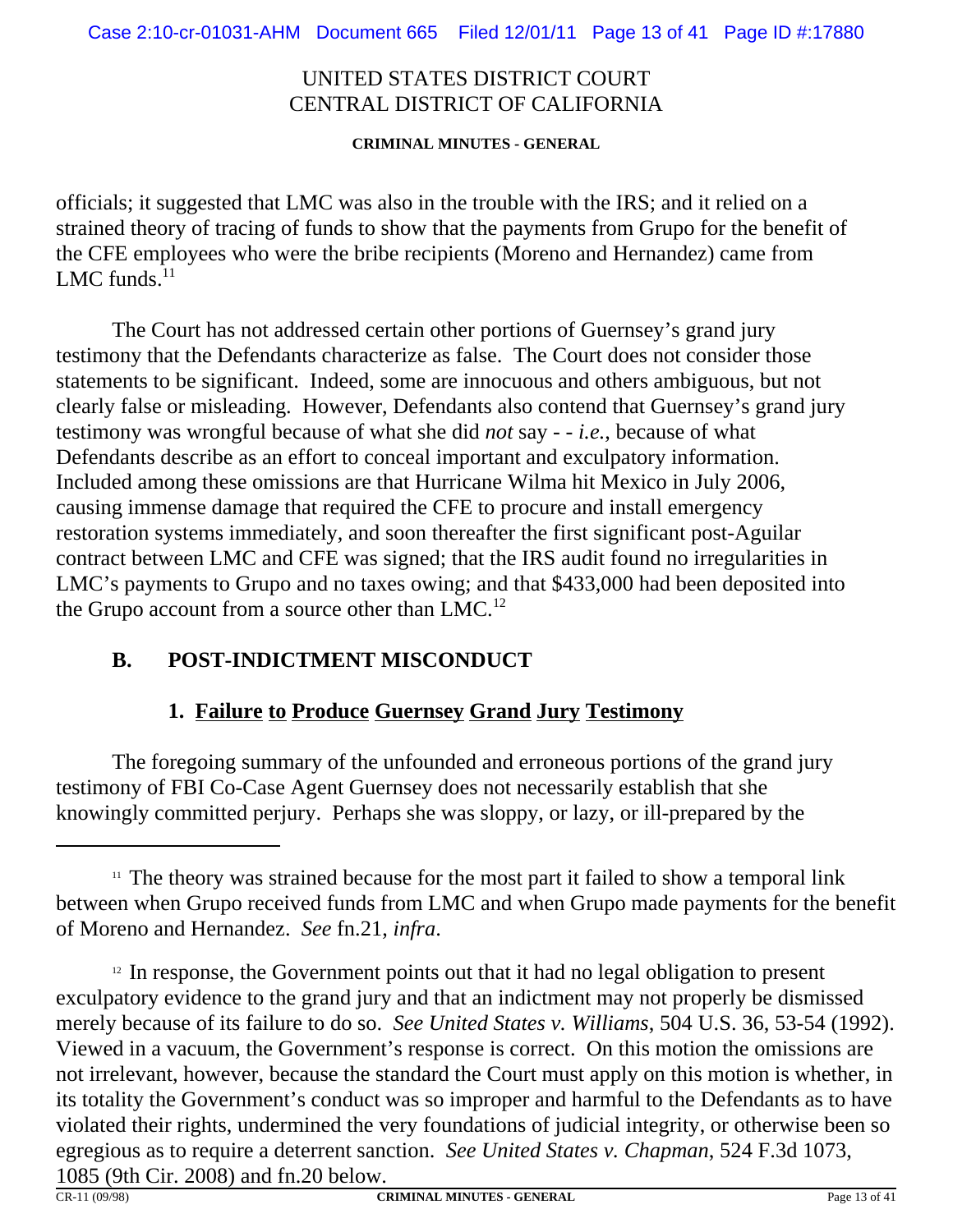officials; it suggested that LMC was also in the trouble with the IRS; and it relied on a strained theory of tracing of funds to show that the payments from Grupo for the benefit of the CFE employees who were the bribe recipients (Moreno and Hernandez) came from LMC funds.[11]

The Court has not addressed certain other portions of Guernsey's grand jury testimony that the Defendants characterize as false. The Court does not consider those statements to be significant. Indeed, some are innocuous and others ambiguous, but not clearly false or misleading. However, Defendants also contend that Guernsey's grand jury testimony was wrongful because of what she did *not* say - - *i.e.*, because of what Defendants describe as an effort to conceal important and exculpatory information. Included among these omissions are that Hurricane Wilma hit Mexico in July 2006, causing immense damage that required the CFE to procure and install emergency restoration systems immediately, and soon thereafter the first significant post-Aguilar contract between LMC and CFE was signed; that the IRS audit found no irregularities in LMC's payments to Grupo and no taxes owing; and that $433,000 had been deposited into the Grupo account from a source other than LMC.[12]

## B. POST-INDICTMENT MISCONDUCT

### 1. Failure to Produce Guernsey Grand Jury Testimony

The foregoing summary of the unfounded and erroneous portions of the grand jury testimony of FBI Co-Case Agent Guernsey does not necessarily establish that she knowingly committed perjury. Perhaps she was sloppy, or lazy, or ill-prepared by the

---

[11] The theory was strained because for the most part it failed to show a temporal link between when Grupo received funds from LMC and when Grupo made payments for the benefit of Moreno and Hernandez. *See* fn.21, *infra*.

[12] In response, the Government points out that it had no legal obligation to present exculpatory evidence to the grand jury and that an indictment may not properly be dismissed merely because of its failure to do so. *See United States v. Williams*, 504 U.S. 36, 53-54 (1992). Viewed in a vacuum, the Government's response is correct. On this motion the omissions are not irrelevant, however, because the standard the Court must apply on this motion is whether, in its totality the Government's conduct was so improper and harmful to the Defendants as to have violated their rights, undermined the very foundations of judicial integrity, or otherwise been so egregious as to require a deterrent sanction. *See United States v. Chapman*, 524 F.3d 1073, 1085 (9th Cir. 2008) and fn.20 below.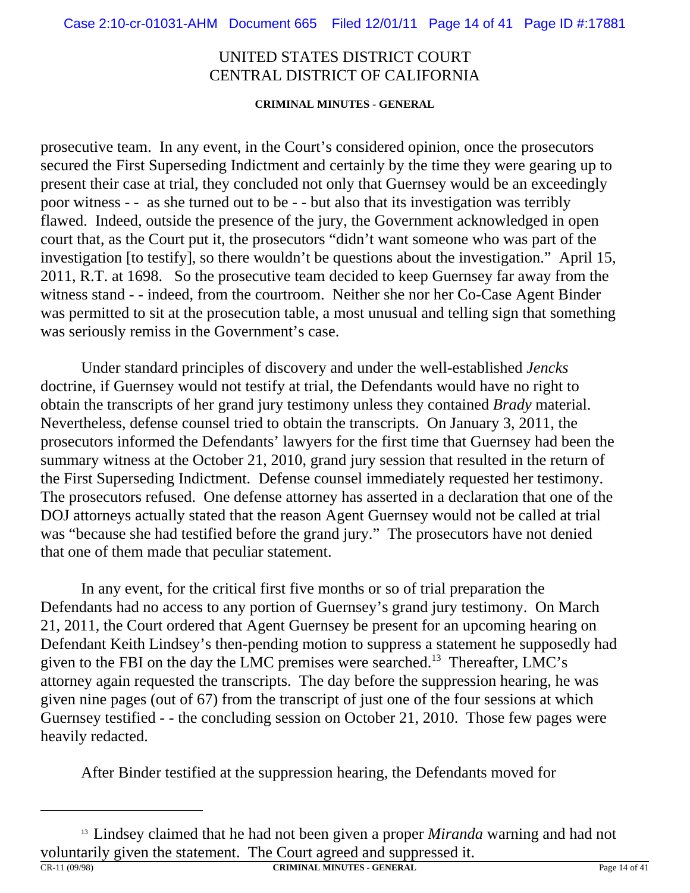prosecutive team. In any event, in the Court's considered opinion, once the prosecutors secured the First Superseding Indictment and certainly by the time they were gearing up to present their case at trial, they concluded not only that Guernsey would be an exceedingly poor witness - - as she turned out to be - - but also that its investigation was terribly flawed. Indeed, outside the presence of the jury, the Government acknowledged in open court that, as the Court put it, the prosecutors "didn't want someone who was part of the investigation [to testify], so there wouldn't be questions about the investigation." April 15, 2011, R.T. at 1698. So the prosecutive team decided to keep Guernsey far away from the witness stand - - indeed, from the courtroom. Neither she nor her Co-Case Agent Binder was permitted to sit at the prosecution table, a most unusual and telling sign that something was seriously remiss in the Government's case.

Under standard principles of discovery and under the well-established *Jencks* doctrine, if Guernsey would not testify at trial, the Defendants would have no right to obtain the transcripts of her grand jury testimony unless they contained *Brady* material. Nevertheless, defense counsel tried to obtain the transcripts. On January 3, 2011, the prosecutors informed the Defendants' lawyers for the first time that Guernsey had been the summary witness at the October 21, 2010, grand jury session that resulted in the return of the First Superseding Indictment. Defense counsel immediately requested her testimony. The prosecutors refused. One defense attorney has asserted in a declaration that one of the DOJ attorneys actually stated that the reason Agent Guernsey would not be called at trial was "because she had testified before the grand jury." The prosecutors have not denied that one of them made that peculiar statement.

In any event, for the critical first five months or so of trial preparation the Defendants had no access to any portion of Guernsey's grand jury testimony. On March 21, 2011, the Court ordered that Agent Guernsey be present for an upcoming hearing on Defendant Keith Lindsey's then-pending motion to suppress a statement he supposedly had given to the FBI on the day the LMC premises were searched.[13] Thereafter, LMC's attorney again requested the transcripts. The day before the suppression hearing, he was given nine pages (out of 67) from the transcript of just one of the four sessions at which Guernsey testified - - the concluding session on October 21, 2010. Those few pages were heavily redacted.

After Binder testified at the suppression hearing, the Defendants moved for

[13] Lindsey claimed that he had not been given a proper *Miranda* warning and had not voluntarily given the statement. The Court agreed and suppressed it.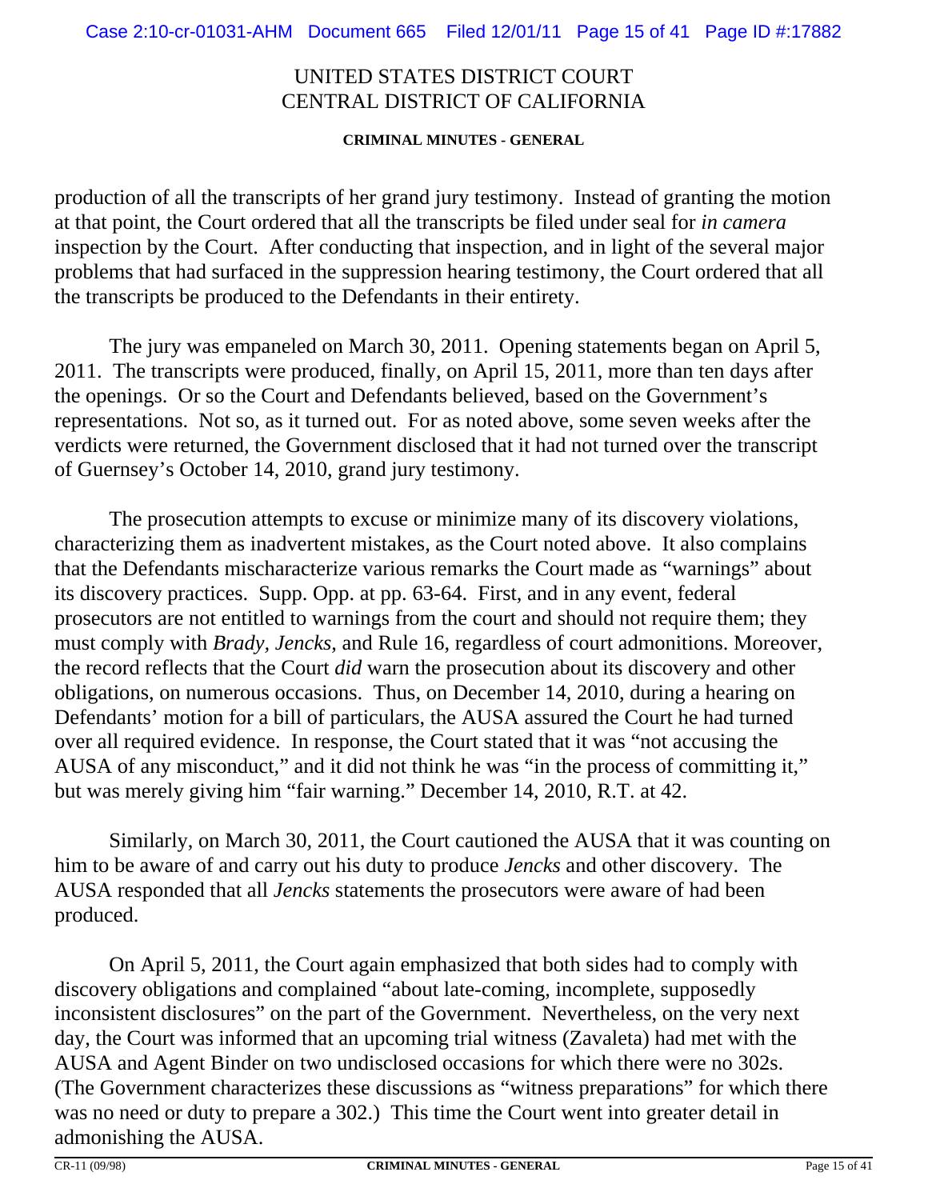production of all the transcripts of her grand jury testimony. Instead of granting the motion at that point, the Court ordered that all the transcripts be filed under seal for *in camera* inspection by the Court. After conducting that inspection, and in light of the several major problems that had surfaced in the suppression hearing testimony, the Court ordered that all the transcripts be produced to the Defendants in their entirety.

The jury was empaneled on March 30, 2011. Opening statements began on April 5, 2011. The transcripts were produced, finally, on April 15, 2011, more than ten days after the openings. Or so the Court and Defendants believed, based on the Government's representations. Not so, as it turned out. For as noted above, some seven weeks after the verdicts were returned, the Government disclosed that it had not turned over the transcript of Guernsey's October 14, 2010, grand jury testimony.

The prosecution attempts to excuse or minimize many of its discovery violations, characterizing them as inadvertent mistakes, as the Court noted above. It also complains that the Defendants mischaracterize various remarks the Court made as "warnings" about its discovery practices. Supp. Opp. at pp. 63-64. First, and in any event, federal prosecutors are not entitled to warnings from the court and should not require them; they must comply with *Brady*, *Jencks*, and Rule 16, regardless of court admonitions. Moreover, the record reflects that the Court *did* warn the prosecution about its discovery and other obligations, on numerous occasions. Thus, on December 14, 2010, during a hearing on Defendants' motion for a bill of particulars, the AUSA assured the Court he had turned over all required evidence. In response, the Court stated that it was "not accusing the AUSA of any misconduct," and it did not think he was "in the process of committing it," but was merely giving him "fair warning." December 14, 2010, R.T. at 42.

Similarly, on March 30, 2011, the Court cautioned the AUSA that it was counting on him to be aware of and carry out his duty to produce *Jencks* and other discovery. The AUSA responded that all *Jencks* statements the prosecutors were aware of had been produced.

On April 5, 2011, the Court again emphasized that both sides had to comply with discovery obligations and complained "about late-coming, incomplete, supposedly inconsistent disclosures" on the part of the Government. Nevertheless, on the very next day, the Court was informed that an upcoming trial witness (Zavaleta) had met with the AUSA and Agent Binder on two undisclosed occasions for which there were no 302s. (The Government characterizes these discussions as "witness preparations" for which there was no need or duty to prepare a 302.) This time the Court went into greater detail in admonishing the AUSA.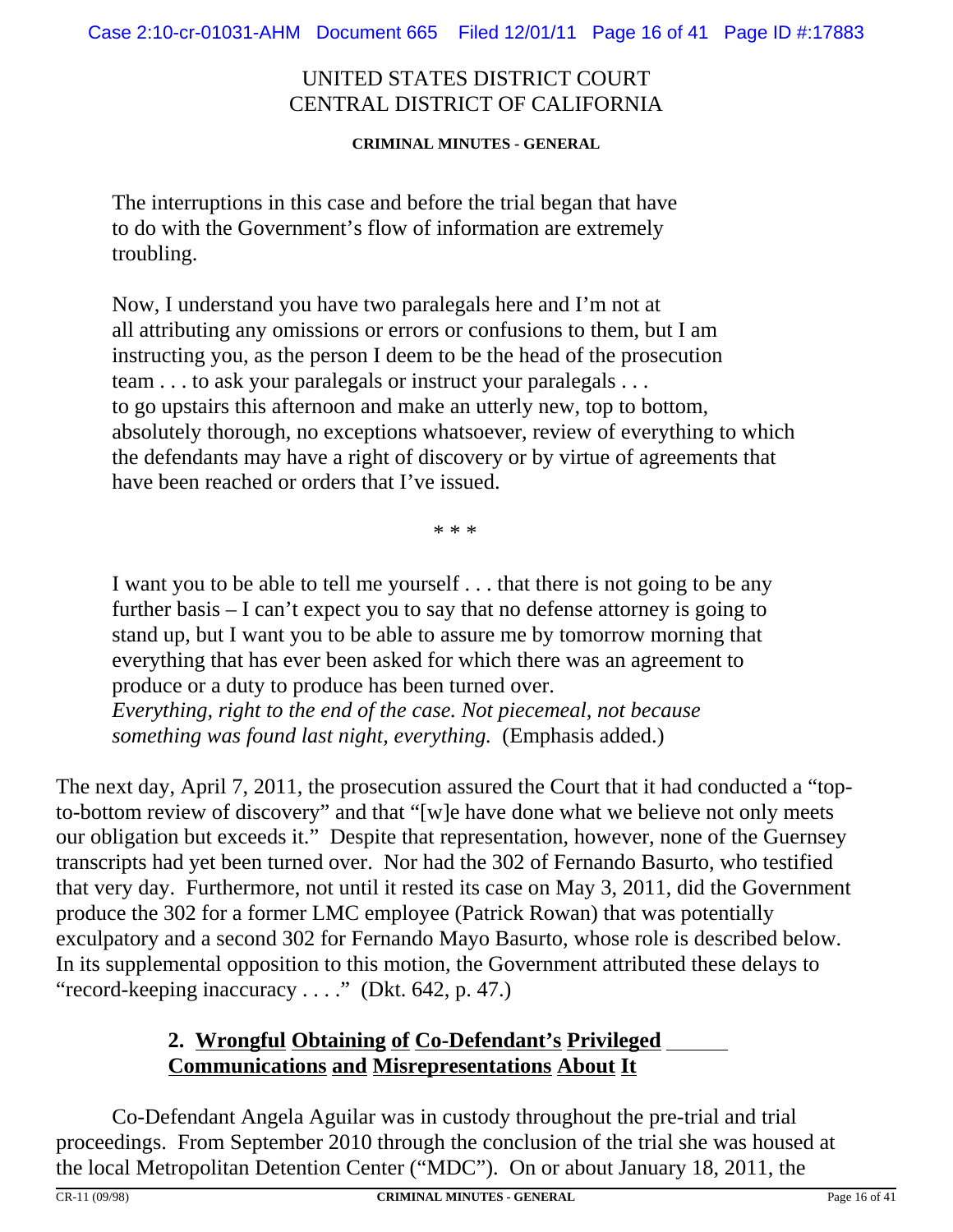UNITED STATES DISTRICT COURT
CENTRAL DISTRICT OF CALIFORNIA

**CRIMINAL MINUTES - GENERAL**

> The interruptions in this case and before the trial began that have to do with the Government's flow of information are extremely troubling.
>
> Now, I understand you have two paralegals here and I'm not at all attributing any omissions or errors or confusions to them, but I am instructing you, as the person I deem to be the head of the prosecution team . . . to ask your paralegals or instruct your paralegals . . . to go upstairs this afternoon and make an utterly new, top to bottom, absolutely thorough, no exceptions whatsoever, review of everything to which the defendants may have a right of discovery or by virtue of agreements that have been reached or orders that I've issued.
>
> \* \* \*
>
> I want you to be able to tell me yourself . . . that there is not going to be any further basis – I can't expect you to say that no defense attorney is going to stand up, but I want you to be able to assure me by tomorrow morning that everything that has ever been asked for which there was an agreement to produce or a duty to produce has been turned over. *Everything, right to the end of the case. Not piecemeal, not because something was found last night, everything.* (Emphasis added.)

The next day, April 7, 2011, the prosecution assured the Court that it had conducted a "top-to-bottom review of discovery" and that "[w]e have done what we believe not only meets our obligation but exceeds it." Despite that representation, however, none of the Guernsey transcripts had yet been turned over. Nor had the 302 of Fernando Basurto, who testified that very day. Furthermore, not until it rested its case on May 3, 2011, did the Government produce the 302 for a former LMC employee (Patrick Rowan) that was potentially exculpatory and a second 302 for Fernando Mayo Basurto, whose role is described below. In its supplemental opposition to this motion, the Government attributed these delays to "record-keeping inaccuracy . . . ." (Dkt. 642, p. 47.)

### 2. <u>Wrongful Obtaining of Co-Defendant's Privileged Communications and Misrepresentations About It</u>

Co-Defendant Angela Aguilar was in custody throughout the pre-trial and trial proceedings. From September 2010 through the conclusion of the trial she was housed at the local Metropolitan Detention Center ("MDC"). On or about January 18, 2011, the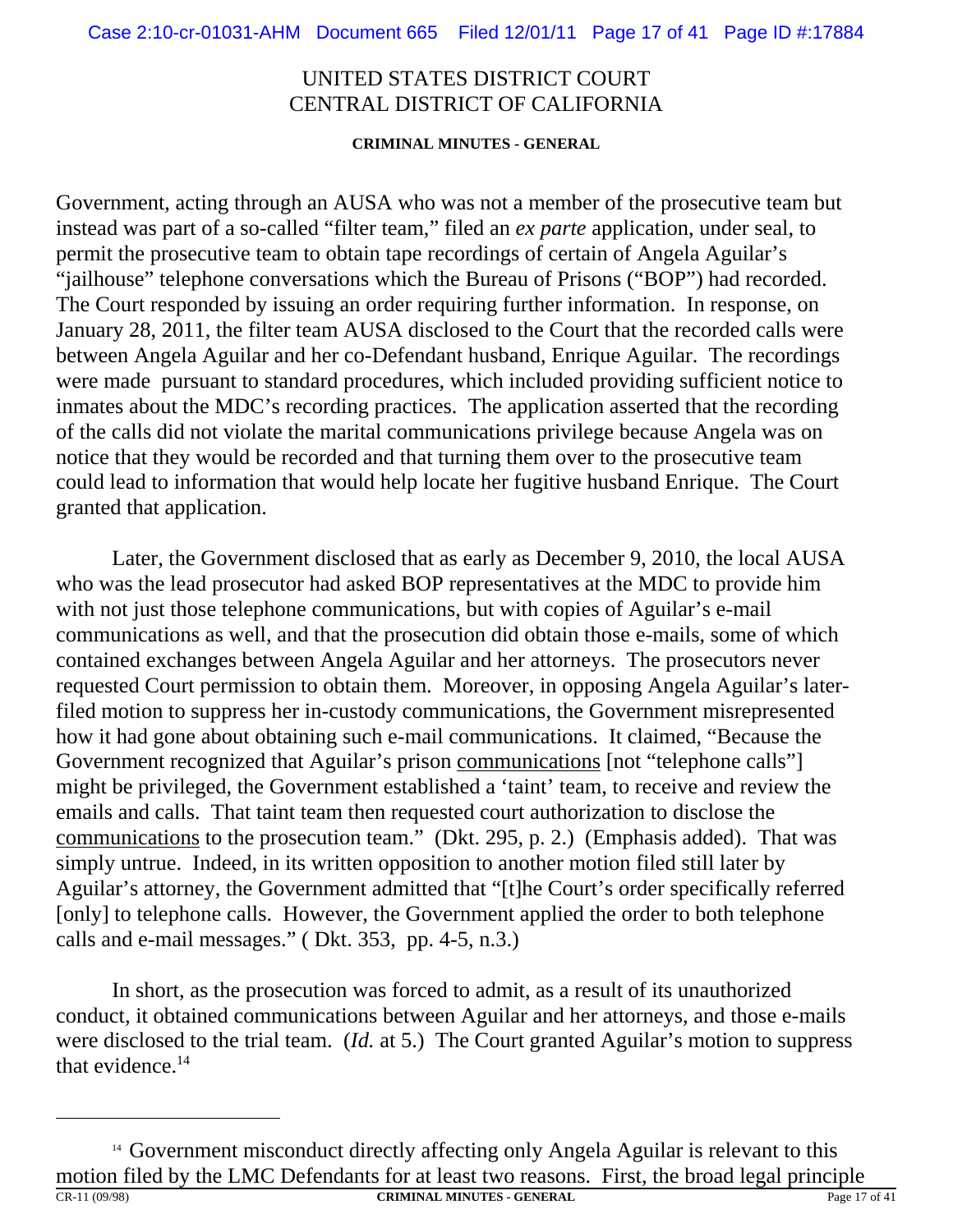Government, acting through an AUSA who was not a member of the prosecutive team but instead was part of a so-called "filter team," filed an *ex parte* application, under seal, to permit the prosecutive team to obtain tape recordings of certain of Angela Aguilar's "jailhouse" telephone conversations which the Bureau of Prisons ("BOP") had recorded. The Court responded by issuing an order requiring further information. In response, on January 28, 2011, the filter team AUSA disclosed to the Court that the recorded calls were between Angela Aguilar and her co-Defendant husband, Enrique Aguilar. The recordings were made pursuant to standard procedures, which included providing sufficient notice to inmates about the MDC's recording practices. The application asserted that the recording of the calls did not violate the marital communications privilege because Angela was on notice that they would be recorded and that turning them over to the prosecutive team could lead to information that would help locate her fugitive husband Enrique. The Court granted that application.

Later, the Government disclosed that as early as December 9, 2010, the local AUSA who was the lead prosecutor had asked BOP representatives at the MDC to provide him with not just those telephone communications, but with copies of Aguilar's e-mail communications as well, and that the prosecution did obtain those e-mails, some of which contained exchanges between Angela Aguilar and her attorneys. The prosecutors never requested Court permission to obtain them. Moreover, in opposing Angela Aguilar's later-filed motion to suppress her in-custody communications, the Government misrepresented how it had gone about obtaining such e-mail communications. It claimed, "Because the Government recognized that Aguilar's prison <u>communications</u> [not "telephone calls"] might be privileged, the Government established a 'taint' team, to receive and review the emails and calls. That taint team then requested court authorization to disclose the <u>communications</u> to the prosecution team." (Dkt. 295, p. 2.) (Emphasis added). That was simply untrue. Indeed, in its written opposition to another motion filed still later by Aguilar's attorney, the Government admitted that "[t]he Court's order specifically referred [only] to telephone calls. However, the Government applied the order to both telephone calls and e-mail messages." ( Dkt. 353, pp. 4-5, n.3.)

In short, as the prosecution was forced to admit, as a result of its unauthorized conduct, it obtained communications between Aguilar and her attorneys, and those e-mails were disclosed to the trial team. (*Id.* at 5.) The Court granted Aguilar's motion to suppress that evidence.[14]

---

[14] Government misconduct directly affecting only Angela Aguilar is relevant to this motion filed by the LMC Defendants for at least two reasons. First, the broad legal principle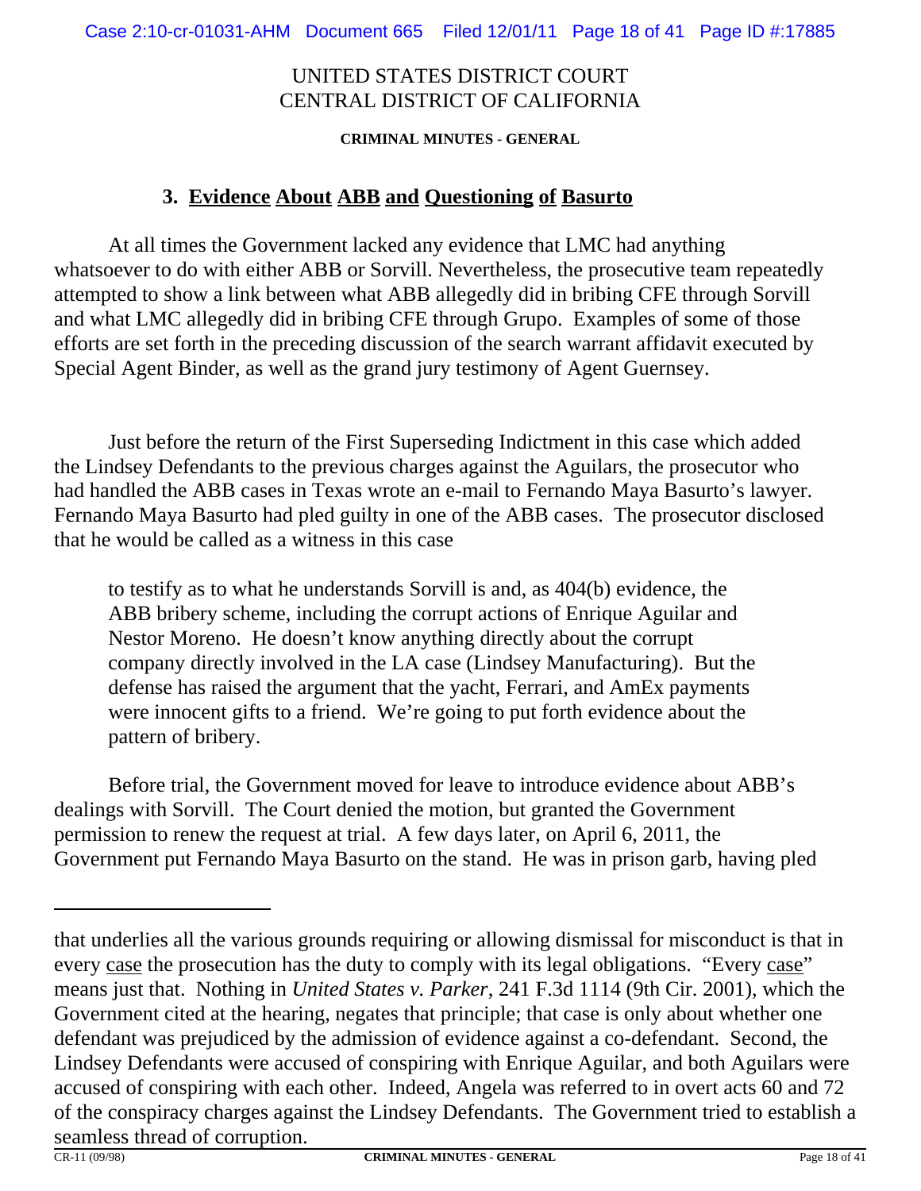UNITED STATES DISTRICT COURT
CENTRAL DISTRICT OF CALIFORNIA

**CRIMINAL MINUTES - GENERAL**

### 3. Evidence About ABB and Questioning of Basurto

At all times the Government lacked any evidence that LMC had anything whatsoever to do with either ABB or Sorvill. Nevertheless, the prosecutive team repeatedly attempted to show a link between what ABB allegedly did in bribing CFE through Sorvill and what LMC allegedly did in bribing CFE through Grupo. Examples of some of those efforts are set forth in the preceding discussion of the search warrant affidavit executed by Special Agent Binder, as well as the grand jury testimony of Agent Guernsey.

Just before the return of the First Superseding Indictment in this case which added the Lindsey Defendants to the previous charges against the Aguilars, the prosecutor who had handled the ABB cases in Texas wrote an e-mail to Fernando Maya Basurto's lawyer. Fernando Maya Basurto had pled guilty in one of the ABB cases. The prosecutor disclosed that he would be called as a witness in this case

> to testify as to what he understands Sorvill is and, as 404(b) evidence, the ABB bribery scheme, including the corrupt actions of Enrique Aguilar and Nestor Moreno. He doesn't know anything directly about the corrupt company directly involved in the LA case (Lindsey Manufacturing). But the defense has raised the argument that the yacht, Ferrari, and AmEx payments were innocent gifts to a friend. We're going to put forth evidence about the pattern of bribery.

Before trial, the Government moved for leave to introduce evidence about ABB's dealings with Sorvill. The Court denied the motion, but granted the Government permission to renew the request at trial. A few days later, on April 6, 2011, the Government put Fernando Maya Basurto on the stand. He was in prison garb, having pled

---

that underlies all the various grounds requiring or allowing dismissal for misconduct is that in every case the prosecution has the duty to comply with its legal obligations. "Every case" means just that. Nothing in *United States v. Parker*, 241 F.3d 1114 (9th Cir. 2001), which the Government cited at the hearing, negates that principle; that case is only about whether one defendant was prejudiced by the admission of evidence against a co-defendant. Second, the Lindsey Defendants were accused of conspiring with Enrique Aguilar, and both Aguilars were accused of conspiring with each other. Indeed, Angela was referred to in overt acts 60 and 72 of the conspiracy charges against the Lindsey Defendants. The Government tried to establish a seamless thread of corruption.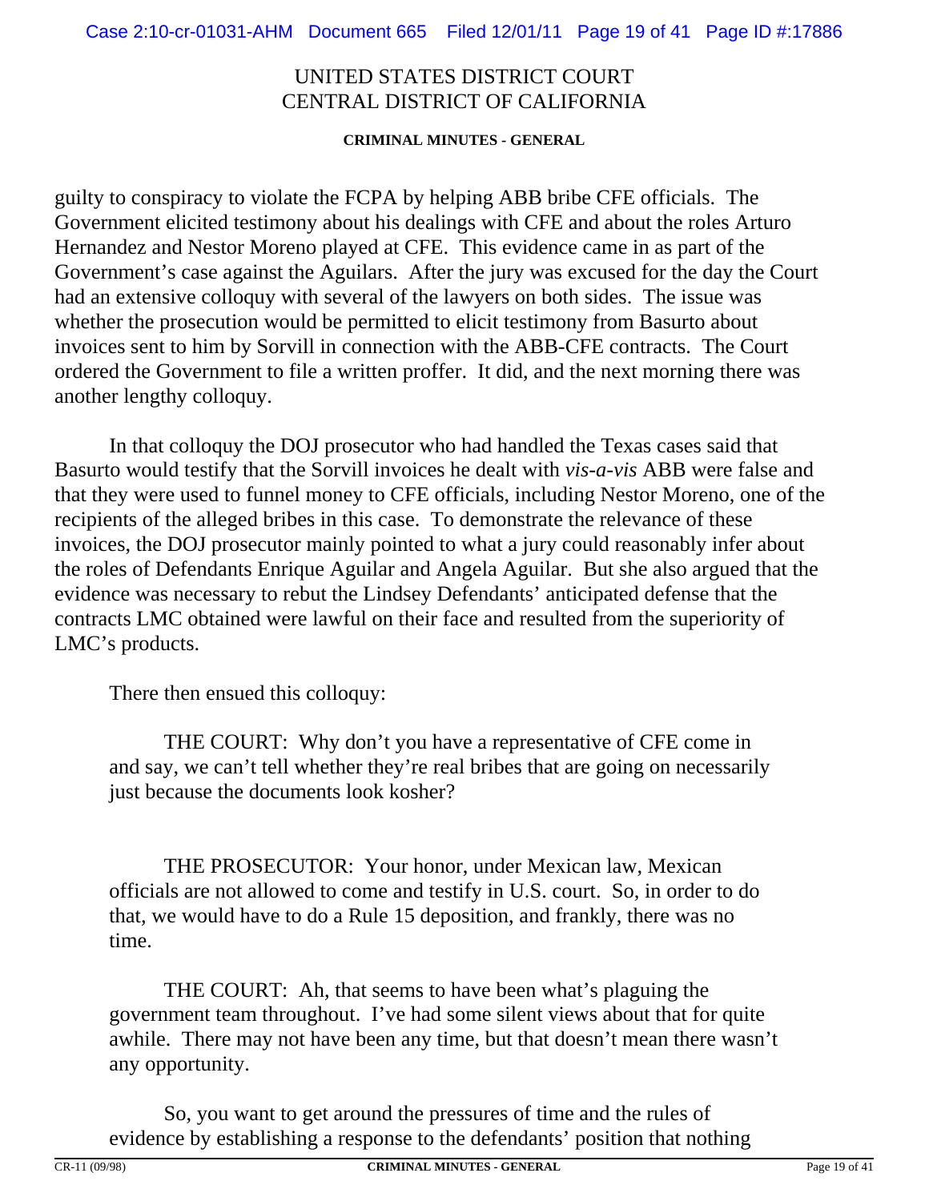guilty to conspiracy to violate the FCPA by helping ABB bribe CFE officials. The Government elicited testimony about his dealings with CFE and about the roles Arturo Hernandez and Nestor Moreno played at CFE. This evidence came in as part of the Government's case against the Aguilars. After the jury was excused for the day the Court had an extensive colloquy with several of the lawyers on both sides. The issue was whether the prosecution would be permitted to elicit testimony from Basurto about invoices sent to him by Sorvill in connection with the ABB-CFE contracts. The Court ordered the Government to file a written proffer. It did, and the next morning there was another lengthy colloquy.

In that colloquy the DOJ prosecutor who had handled the Texas cases said that Basurto would testify that the Sorvill invoices he dealt with *vis-a-vis* ABB were false and that they were used to funnel money to CFE officials, including Nestor Moreno, one of the recipients of the alleged bribes in this case. To demonstrate the relevance of these invoices, the DOJ prosecutor mainly pointed to what a jury could reasonably infer about the roles of Defendants Enrique Aguilar and Angela Aguilar. But she also argued that the evidence was necessary to rebut the Lindsey Defendants' anticipated defense that the contracts LMC obtained were lawful on their face and resulted from the superiority of LMC's products.

There then ensued this colloquy:

> THE COURT: Why don't you have a representative of CFE come in and say, we can't tell whether they're real bribes that are going on necessarily just because the documents look kosher?
>
> THE PROSECUTOR: Your honor, under Mexican law, Mexican officials are not allowed to come and testify in U.S. court. So, in order to do that, we would have to do a Rule 15 deposition, and frankly, there was no time.
>
> THE COURT: Ah, that seems to have been what's plaguing the government team throughout. I've had some silent views about that for quite awhile. There may not have been any time, but that doesn't mean there wasn't any opportunity.
>
> So, you want to get around the pressures of time and the rules of evidence by establishing a response to the defendants' position that nothing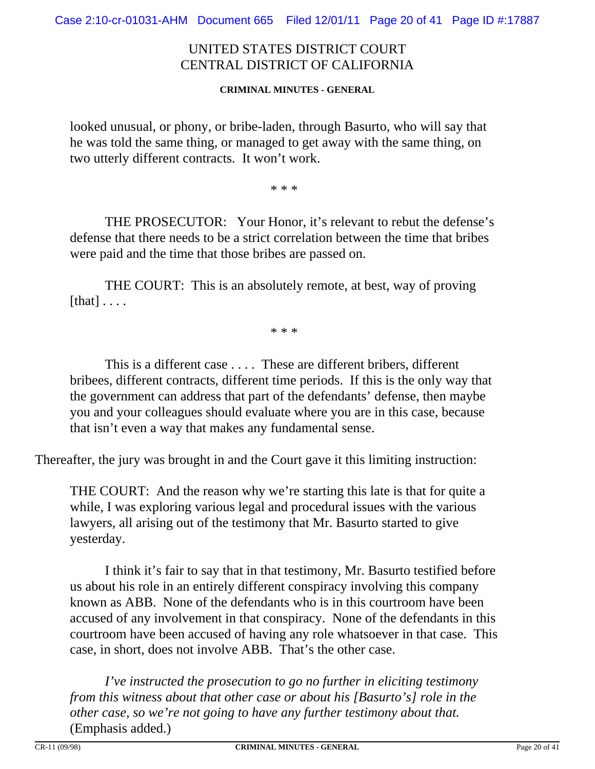looked unusual, or phony, or bribe-laden, through Basurto, who will say that he was told the same thing, or managed to get away with the same thing, on two utterly different contracts. It won't work.

\* \* \*

THE PROSECUTOR: Your Honor, it's relevant to rebut the defense's defense that there needs to be a strict correlation between the time that bribes were paid and the time that those bribes are passed on.

THE COURT: This is an absolutely remote, at best, way of proving [that] . . . .

\* \* \*

This is a different case . . . . These are different bribers, different bribees, different contracts, different time periods. If this is the only way that the government can address that part of the defendants' defense, then maybe you and your colleagues should evaluate where you are in this case, because that isn't even a way that makes any fundamental sense.

Thereafter, the jury was brought in and the Court gave it this limiting instruction:

> THE COURT: And the reason why we're starting this late is that for quite a while, I was exploring various legal and procedural issues with the various lawyers, all arising out of the testimony that Mr. Basurto started to give yesterday.
>
> I think it's fair to say that in that testimony, Mr. Basurto testified before us about his role in an entirely different conspiracy involving this company known as ABB. None of the defendants who is in this courtroom have been accused of any involvement in that conspiracy. None of the defendants in this courtroom have been accused of having any role whatsoever in that case. This case, in short, does not involve ABB. That's the other case.
>
> *I've instructed the prosecution to go no further in eliciting testimony from this witness about that other case or about his [Basurto's] role in the other case, so we're not going to have any further testimony about that.* (Emphasis added.)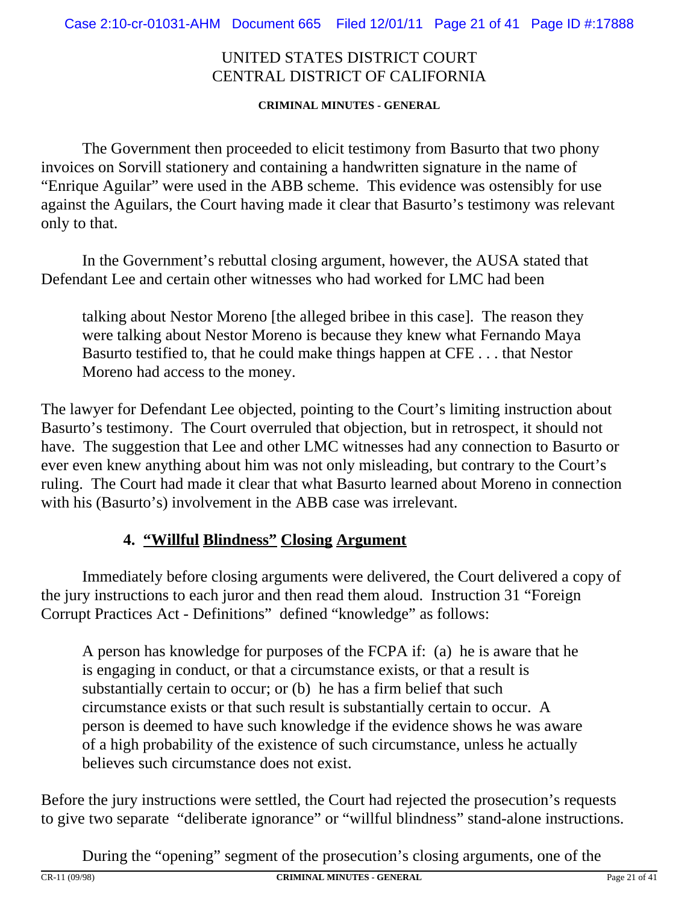The Government then proceeded to elicit testimony from Basurto that two phony invoices on Sorvill stationery and containing a handwritten signature in the name of "Enrique Aguilar" were used in the ABB scheme. This evidence was ostensibly for use against the Aguilars, the Court having made it clear that Basurto's testimony was relevant only to that.

In the Government's rebuttal closing argument, however, the AUSA stated that Defendant Lee and certain other witnesses who had worked for LMC had been

> talking about Nestor Moreno [the alleged bribee in this case]. The reason they were talking about Nestor Moreno is because they knew what Fernando Maya Basurto testified to, that he could make things happen at CFE . . . that Nestor Moreno had access to the money.

The lawyer for Defendant Lee objected, pointing to the Court's limiting instruction about Basurto's testimony. The Court overruled that objection, but in retrospect, it should not have. The suggestion that Lee and other LMC witnesses had any connection to Basurto or ever even knew anything about him was not only misleading, but contrary to the Court's ruling. The Court had made it clear that what Basurto learned about Moreno in connection with his (Basurto's) involvement in the ABB case was irrelevant.

### 4. "Willful Blindness" Closing Argument

Immediately before closing arguments were delivered, the Court delivered a copy of the jury instructions to each juror and then read them aloud. Instruction 31 "Foreign Corrupt Practices Act - Definitions" defined "knowledge" as follows:

> A person has knowledge for purposes of the FCPA if: (a) he is aware that he is engaging in conduct, or that a circumstance exists, or that a result is substantially certain to occur; or (b) he has a firm belief that such circumstance exists or that such result is substantially certain to occur. A person is deemed to have such knowledge if the evidence shows he was aware of a high probability of the existence of such circumstance, unless he actually believes such circumstance does not exist.

Before the jury instructions were settled, the Court had rejected the prosecution's requests to give two separate "deliberate ignorance" or "willful blindness" stand-alone instructions.

During the "opening" segment of the prosecution's closing arguments, one of the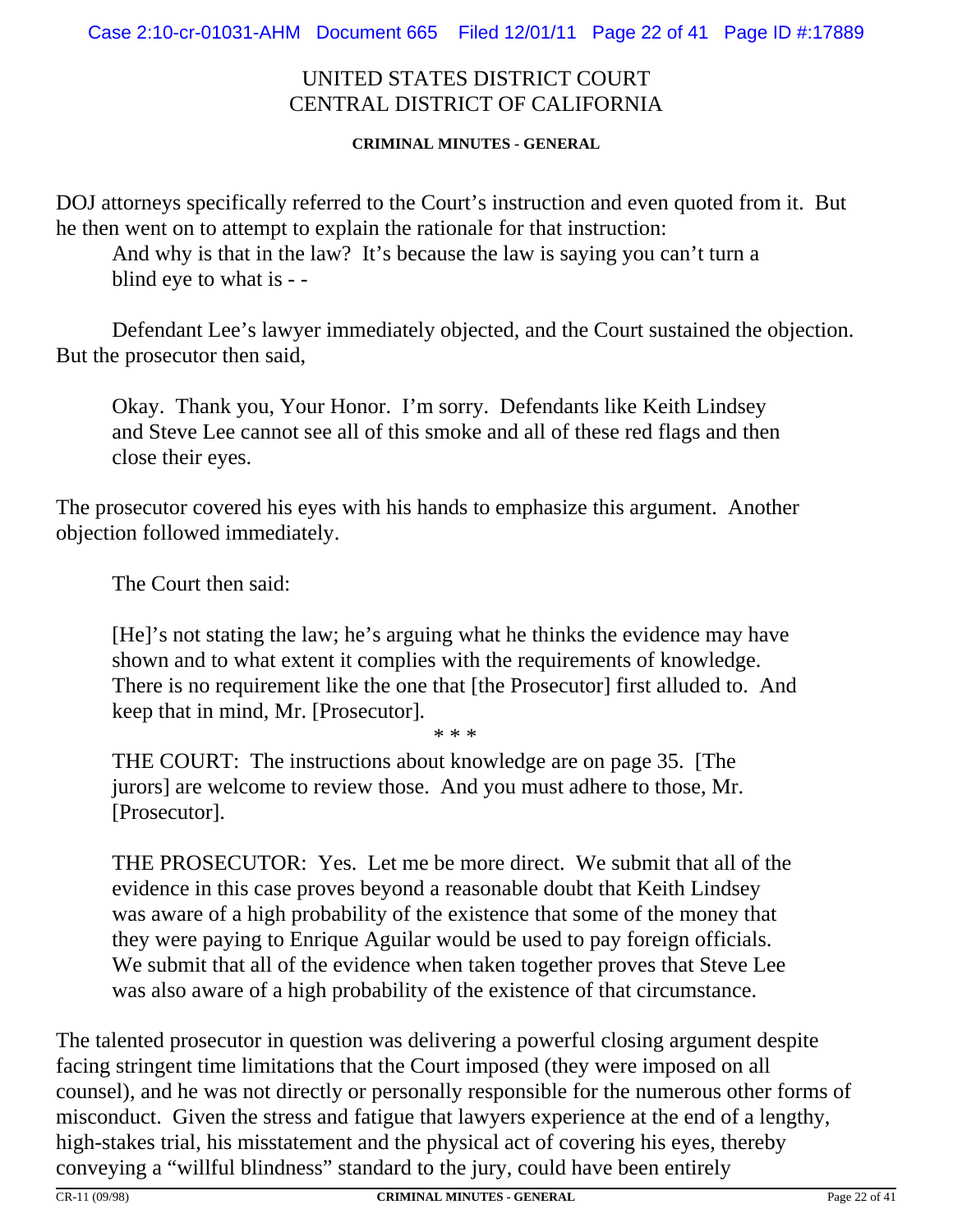UNITED STATES DISTRICT COURT
CENTRAL DISTRICT OF CALIFORNIA

**CRIMINAL MINUTES - GENERAL**

DOJ attorneys specifically referred to the Court's instruction and even quoted from it. But he then went on to attempt to explain the rationale for that instruction:

> And why is that in the law? It's because the law is saying you can't turn a blind eye to what is - -

Defendant Lee's lawyer immediately objected, and the Court sustained the objection. But the prosecutor then said,

> Okay. Thank you, Your Honor. I'm sorry. Defendants like Keith Lindsey and Steve Lee cannot see all of this smoke and all of these red flags and then close their eyes.

The prosecutor covered his eyes with his hands to emphasize this argument. Another objection followed immediately.

> The Court then said:
>
> [He]'s not stating the law; he's arguing what he thinks the evidence may have shown and to what extent it complies with the requirements of knowledge. There is no requirement like the one that [the Prosecutor] first alluded to. And keep that in mind, Mr. [Prosecutor].
>
> \* \* \*
>
> THE COURT: The instructions about knowledge are on page 35. [The jurors] are welcome to review those. And you must adhere to those, Mr. [Prosecutor].
>
> THE PROSECUTOR: Yes. Let me be more direct. We submit that all of the evidence in this case proves beyond a reasonable doubt that Keith Lindsey was aware of a high probability of the existence that some of the money that they were paying to Enrique Aguilar would be used to pay foreign officials. We submit that all of the evidence when taken together proves that Steve Lee was also aware of a high probability of the existence of that circumstance.

The talented prosecutor in question was delivering a powerful closing argument despite facing stringent time limitations that the Court imposed (they were imposed on all counsel), and he was not directly or personally responsible for the numerous other forms of misconduct. Given the stress and fatigue that lawyers experience at the end of a lengthy, high-stakes trial, his misstatement and the physical act of covering his eyes, thereby conveying a "willful blindness" standard to the jury, could have been entirely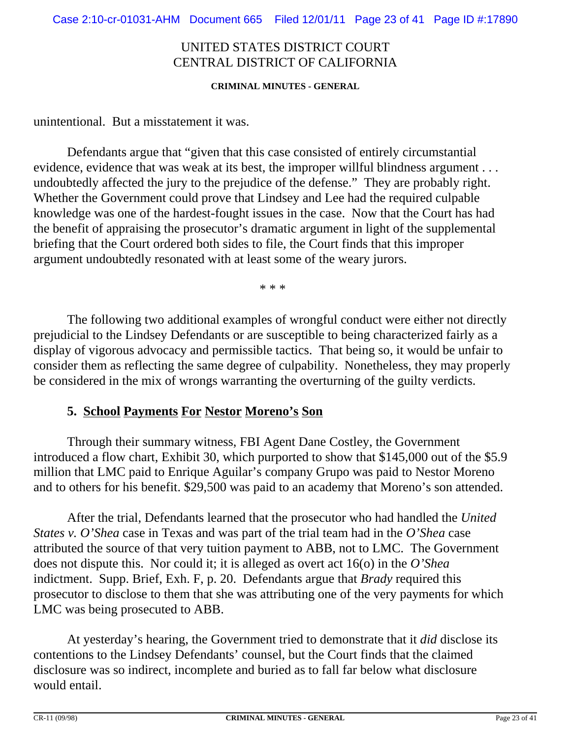unintentional. But a misstatement it was.

Defendants argue that "given that this case consisted of entirely circumstantial evidence, evidence that was weak at its best, the improper willful blindness argument . . . undoubtedly affected the jury to the prejudice of the defense." They are probably right. Whether the Government could prove that Lindsey and Lee had the required culpable knowledge was one of the hardest-fought issues in the case. Now that the Court has had the benefit of appraising the prosecutor's dramatic argument in light of the supplemental briefing that the Court ordered both sides to file, the Court finds that this improper argument undoubtedly resonated with at least some of the weary jurors.

\* \* \*

The following two additional examples of wrongful conduct were either not directly prejudicial to the Lindsey Defendants or are susceptible to being characterized fairly as a display of vigorous advocacy and permissible tactics. That being so, it would be unfair to consider them as reflecting the same degree of culpability. Nonetheless, they may properly be considered in the mix of wrongs warranting the overturning of the guilty verdicts.

### 5. School Payments For Nestor Moreno's Son

Through their summary witness, FBI Agent Dane Costley, the Government introduced a flow chart, Exhibit 30, which purported to show that $145,000 out of the $5.9 million that LMC paid to Enrique Aguilar's company Grupo was paid to Nestor Moreno and to others for his benefit. $29,500 was paid to an academy that Moreno's son attended.

After the trial, Defendants learned that the prosecutor who had handled the *United States v. O'Shea* case in Texas and was part of the trial team had in the *O'Shea* case attributed the source of that very tuition payment to ABB, not to LMC. The Government does not dispute this. Nor could it; it is alleged as overt act 16(o) in the *O'Shea* indictment. Supp. Brief, Exh. F, p. 20. Defendants argue that *Brady* required this prosecutor to disclose to them that she was attributing one of the very payments for which LMC was being prosecuted to ABB.

At yesterday's hearing, the Government tried to demonstrate that it *did* disclose its contentions to the Lindsey Defendants' counsel, but the Court finds that the claimed disclosure was so indirect, incomplete and buried as to fall far below what disclosure would entail.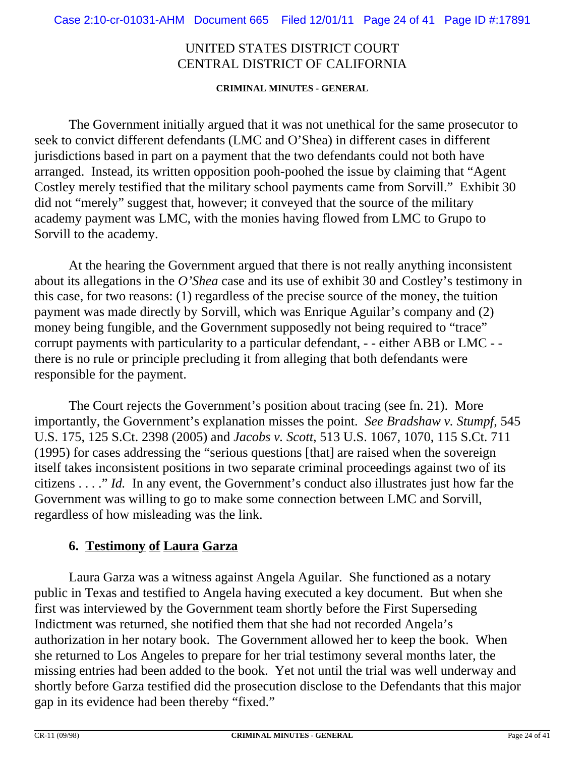The Government initially argued that it was not unethical for the same prosecutor to seek to convict different defendants (LMC and O'Shea) in different cases in different jurisdictions based in part on a payment that the two defendants could not both have arranged. Instead, its written opposition pooh-poohed the issue by claiming that "Agent Costley merely testified that the military school payments came from Sorvill." Exhibit 30 did not "merely" suggest that, however; it conveyed that the source of the military academy payment was LMC, with the monies having flowed from LMC to Grupo to Sorvill to the academy.

At the hearing the Government argued that there is not really anything inconsistent about its allegations in the *O'Shea* case and its use of exhibit 30 and Costley's testimony in this case, for two reasons: (1) regardless of the precise source of the money, the tuition payment was made directly by Sorvill, which was Enrique Aguilar's company and (2) money being fungible, and the Government supposedly not being required to "trace" corrupt payments with particularity to a particular defendant, - - either ABB or LMC - - there is no rule or principle precluding it from alleging that both defendants were responsible for the payment.

The Court rejects the Government's position about tracing (see fn. 21). More importantly, the Government's explanation misses the point. *See Bradshaw v. Stumpf*, 545 U.S. 175, 125 S.Ct. 2398 (2005) and *Jacobs v. Scott*, 513 U.S. 1067, 1070, 115 S.Ct. 711 (1995) for cases addressing the "serious questions [that] are raised when the sovereign itself takes inconsistent positions in two separate criminal proceedings against two of its citizens . . . ." *Id.* In any event, the Government's conduct also illustrates just how far the Government was willing to go to make some connection between LMC and Sorvill, regardless of how misleading was the link.

### 6. Testimony of Laura Garza

Laura Garza was a witness against Angela Aguilar. She functioned as a notary public in Texas and testified to Angela having executed a key document. But when she first was interviewed by the Government team shortly before the First Superseding Indictment was returned, she notified them that she had not recorded Angela's authorization in her notary book. The Government allowed her to keep the book. When she returned to Los Angeles to prepare for her trial testimony several months later, the missing entries had been added to the book. Yet not until the trial was well underway and shortly before Garza testified did the prosecution disclose to the Defendants that this major gap in its evidence had been thereby "fixed."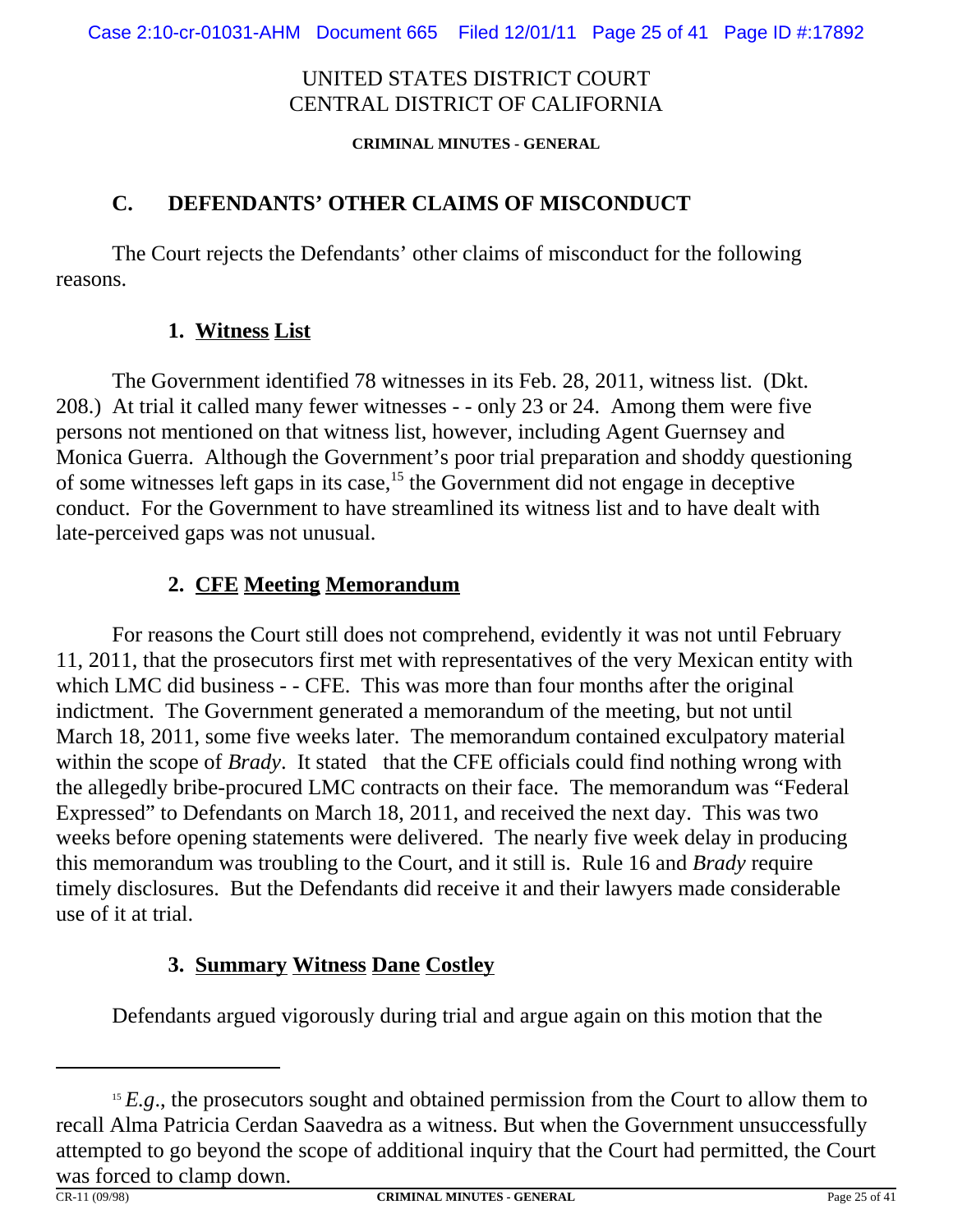UNITED STATES DISTRICT COURT
CENTRAL DISTRICT OF CALIFORNIA

**CRIMINAL MINUTES - GENERAL**

## C. DEFENDANTS' OTHER CLAIMS OF MISCONDUCT

The Court rejects the Defendants' other claims of misconduct for the following reasons.

### 1. Witness List

The Government identified 78 witnesses in its Feb. 28, 2011, witness list. (Dkt. 208.) At trial it called many fewer witnesses - - only 23 or 24. Among them were five persons not mentioned on that witness list, however, including Agent Guernsey and Monica Guerra. Although the Government's poor trial preparation and shoddy questioning of some witnesses left gaps in its case,[15] the Government did not engage in deceptive conduct. For the Government to have streamlined its witness list and to have dealt with late-perceived gaps was not unusual.

### 2. CFE Meeting Memorandum

For reasons the Court still does not comprehend, evidently it was not until February 11, 2011, that the prosecutors first met with representatives of the very Mexican entity with which LMC did business - - CFE. This was more than four months after the original indictment. The Government generated a memorandum of the meeting, but not until March 18, 2011, some five weeks later. The memorandum contained exculpatory material within the scope of *Brady*. It stated that the CFE officials could find nothing wrong with the allegedly bribe-procured LMC contracts on their face. The memorandum was "Federal Expressed" to Defendants on March 18, 2011, and received the next day. This was two weeks before opening statements were delivered. The nearly five week delay in producing this memorandum was troubling to the Court, and it still is. Rule 16 and *Brady* require timely disclosures. But the Defendants did receive it and their lawyers made considerable use of it at trial.

### 3. Summary Witness Dane Costley

Defendants argued vigorously during trial and argue again on this motion that the

---

[15] *E.g.*, the prosecutors sought and obtained permission from the Court to allow them to recall Alma Patricia Cerdan Saavedra as a witness. But when the Government unsuccessfully attempted to go beyond the scope of additional inquiry that the Court had permitted, the Court was forced to clamp down.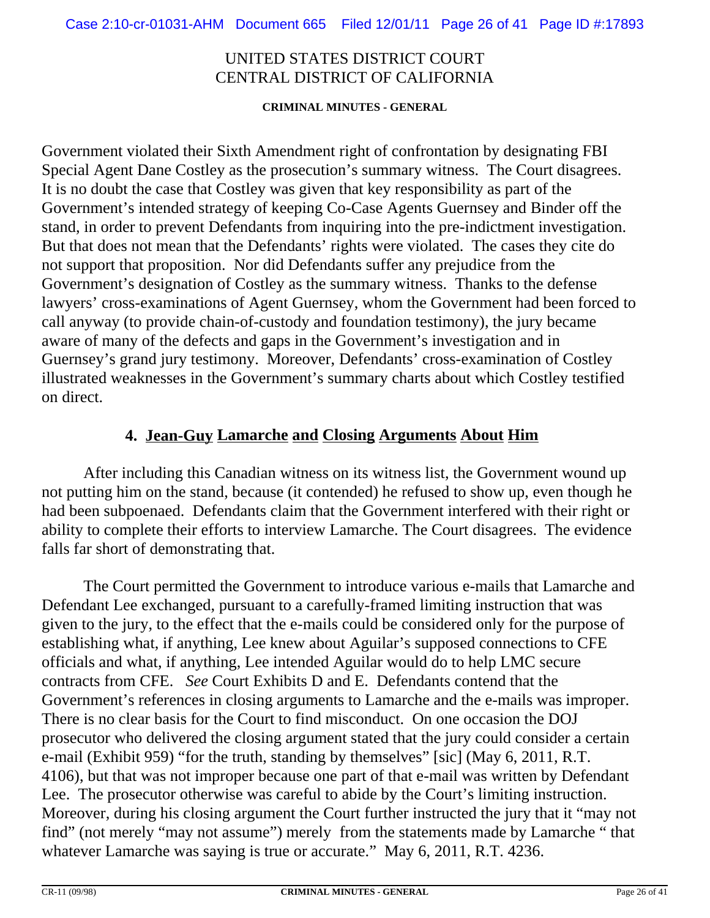Government violated their Sixth Amendment right of confrontation by designating FBI Special Agent Dane Costley as the prosecution's summary witness. The Court disagrees. It is no doubt the case that Costley was given that key responsibility as part of the Government's intended strategy of keeping Co-Case Agents Guernsey and Binder off the stand, in order to prevent Defendants from inquiring into the pre-indictment investigation. But that does not mean that the Defendants' rights were violated. The cases they cite do not support that proposition. Nor did Defendants suffer any prejudice from the Government's designation of Costley as the summary witness. Thanks to the defense lawyers' cross-examinations of Agent Guernsey, whom the Government had been forced to call anyway (to provide chain-of-custody and foundation testimony), the jury became aware of many of the defects and gaps in the Government's investigation and in Guernsey's grand jury testimony. Moreover, Defendants' cross-examination of Costley illustrated weaknesses in the Government's summary charts about which Costley testified on direct.

### 4. Jean-Guy Lamarche and Closing Arguments About Him

After including this Canadian witness on its witness list, the Government wound up not putting him on the stand, because (it contended) he refused to show up, even though he had been subpoenaed. Defendants claim that the Government interfered with their right or ability to complete their efforts to interview Lamarche. The Court disagrees. The evidence falls far short of demonstrating that.

The Court permitted the Government to introduce various e-mails that Lamarche and Defendant Lee exchanged, pursuant to a carefully-framed limiting instruction that was given to the jury, to the effect that the e-mails could be considered only for the purpose of establishing what, if anything, Lee knew about Aguilar's supposed connections to CFE officials and what, if anything, Lee intended Aguilar would do to help LMC secure contracts from CFE. *See* Court Exhibits D and E. Defendants contend that the Government's references in closing arguments to Lamarche and the e-mails was improper. There is no clear basis for the Court to find misconduct. On one occasion the DOJ prosecutor who delivered the closing argument stated that the jury could consider a certain e-mail (Exhibit 959) "for the truth, standing by themselves" [sic] (May 6, 2011, R.T. 4106), but that was not improper because one part of that e-mail was written by Defendant Lee. The prosecutor otherwise was careful to abide by the Court's limiting instruction. Moreover, during his closing argument the Court further instructed the jury that it "may not find" (not merely "may not assume") merely from the statements made by Lamarche " that whatever Lamarche was saying is true or accurate." May 6, 2011, R.T. 4236.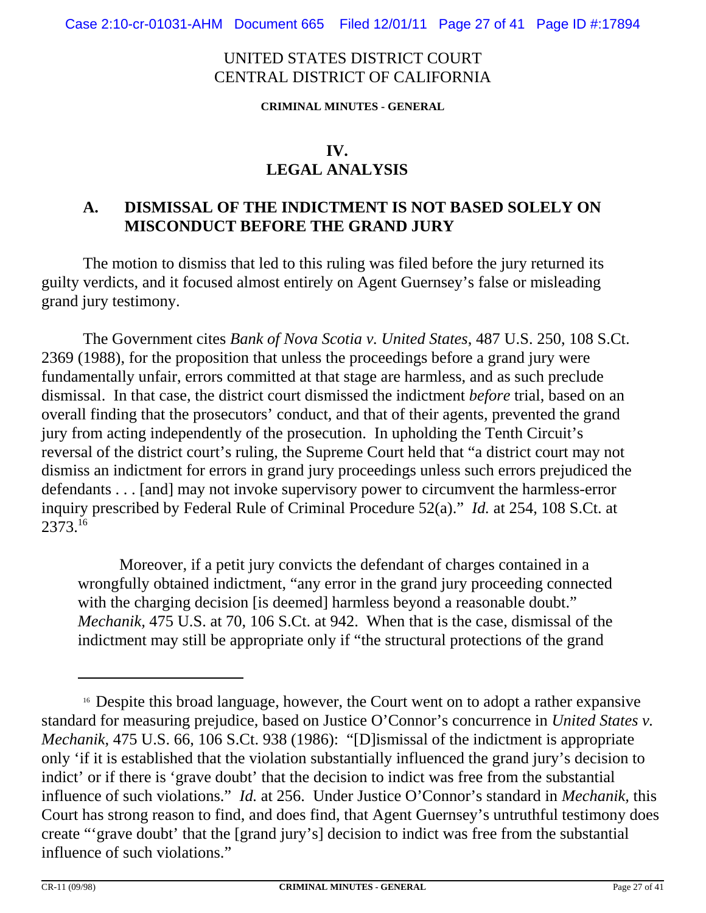UNITED STATES DISTRICT COURT
CENTRAL DISTRICT OF CALIFORNIA

**CRIMINAL MINUTES - GENERAL**

## IV.
## LEGAL ANALYSIS

### A. DISMISSAL OF THE INDICTMENT IS NOT BASED SOLELY ON MISCONDUCT BEFORE THE GRAND JURY

The motion to dismiss that led to this ruling was filed before the jury returned its guilty verdicts, and it focused almost entirely on Agent Guernsey's false or misleading grand jury testimony.

The Government cites *Bank of Nova Scotia v. United States*, 487 U.S. 250, 108 S.Ct. 2369 (1988), for the proposition that unless the proceedings before a grand jury were fundamentally unfair, errors committed at that stage are harmless, and as such preclude dismissal. In that case, the district court dismissed the indictment *before* trial, based on an overall finding that the prosecutors' conduct, and that of their agents, prevented the grand jury from acting independently of the prosecution. In upholding the Tenth Circuit's reversal of the district court's ruling, the Supreme Court held that "a district court may not dismiss an indictment for errors in grand jury proceedings unless such errors prejudiced the defendants . . . [and] may not invoke supervisory power to circumvent the harmless-error inquiry prescribed by Federal Rule of Criminal Procedure 52(a)." *Id.* at 254, 108 S.Ct. at 2373.[16]

> Moreover, if a petit jury convicts the defendant of charges contained in a wrongfully obtained indictment, "any error in the grand jury proceeding connected with the charging decision [is deemed] harmless beyond a reasonable doubt." *Mechanik,* 475 U.S. at 70, 106 S.Ct. at 942. When that is the case, dismissal of the indictment may still be appropriate only if "the structural protections of the grand

---

[16] Despite this broad language, however, the Court went on to adopt a rather expansive standard for measuring prejudice, based on Justice O'Connor's concurrence in *United States v. Mechanik*, 475 U.S. 66, 106 S.Ct. 938 (1986): "[D]ismissal of the indictment is appropriate only 'if it is established that the violation substantially influenced the grand jury's decision to indict' or if there is 'grave doubt' that the decision to indict was free from the substantial influence of such violations." *Id.* at 256. Under Justice O'Connor's standard in *Mechanik,* this Court has strong reason to find, and does find, that Agent Guernsey's untruthful testimony does create "'grave doubt' that the [grand jury's] decision to indict was free from the substantial influence of such violations."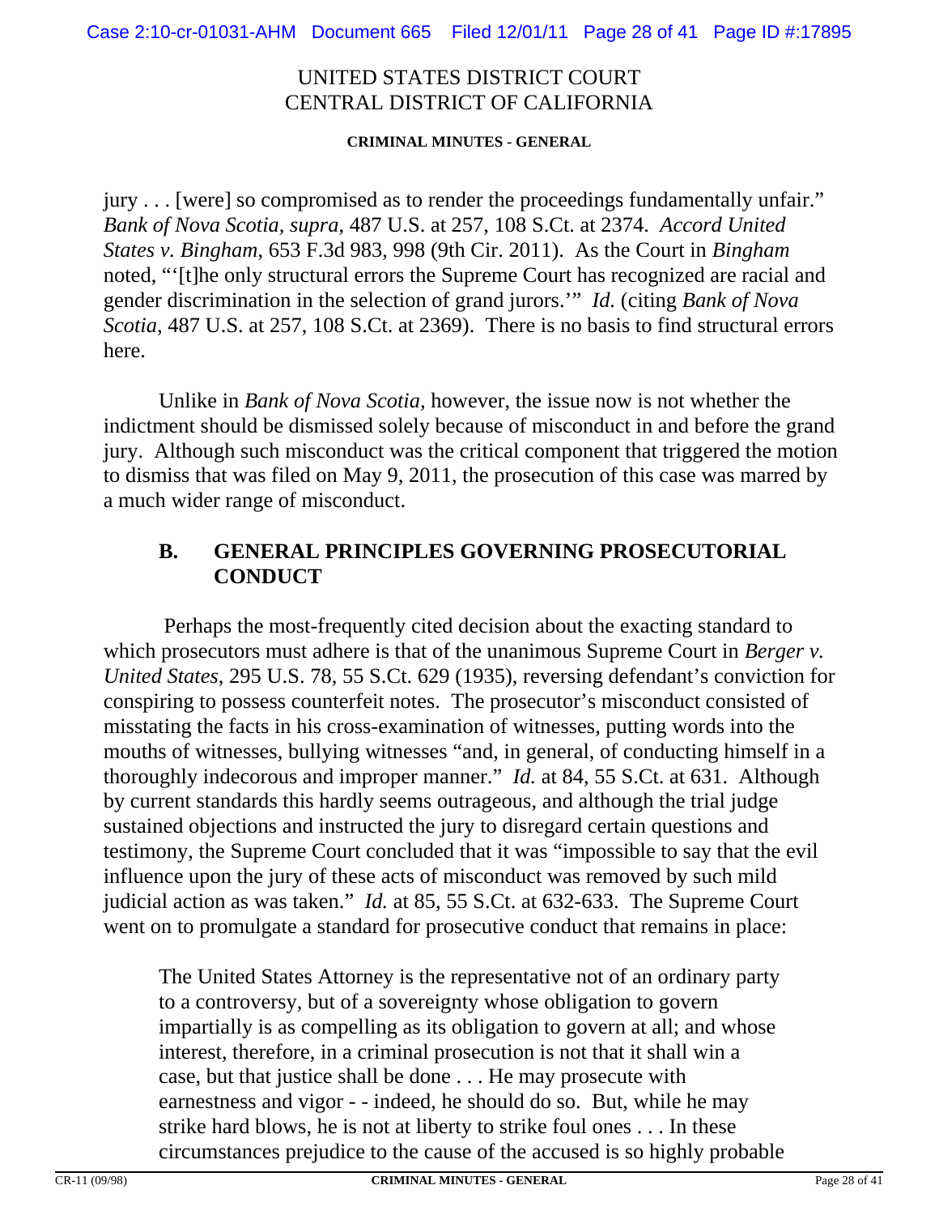jury . . . [were] so compromised as to render the proceedings fundamentally unfair." *Bank of Nova Scotia, supra*, 487 U.S. at 257, 108 S.Ct. at 2374. *Accord United States v. Bingham*, 653 F.3d 983, 998 (9th Cir. 2011). As the Court in *Bingham* noted, "'[t]he only structural errors the Supreme Court has recognized are racial and gender discrimination in the selection of grand jurors.'" *Id.* (citing *Bank of Nova Scotia*, 487 U.S. at 257, 108 S.Ct. at 2369). There is no basis to find structural errors here.

Unlike in *Bank of Nova Scotia*, however, the issue now is not whether the indictment should be dismissed solely because of misconduct in and before the grand jury. Although such misconduct was the critical component that triggered the motion to dismiss that was filed on May 9, 2011, the prosecution of this case was marred by a much wider range of misconduct.

### B. GENERAL PRINCIPLES GOVERNING PROSECUTORIAL CONDUCT

Perhaps the most-frequently cited decision about the exacting standard to which prosecutors must adhere is that of the unanimous Supreme Court in *Berger v. United States*, 295 U.S. 78, 55 S.Ct. 629 (1935), reversing defendant's conviction for conspiring to possess counterfeit notes. The prosecutor's misconduct consisted of misstating the facts in his cross-examination of witnesses, putting words into the mouths of witnesses, bullying witnesses "and, in general, of conducting himself in a thoroughly indecorous and improper manner." *Id.* at 84, 55 S.Ct. at 631. Although by current standards this hardly seems outrageous, and although the trial judge sustained objections and instructed the jury to disregard certain questions and testimony, the Supreme Court concluded that it was "impossible to say that the evil influence upon the jury of these acts of misconduct was removed by such mild judicial action as was taken." *Id.* at 85, 55 S.Ct. at 632-633. The Supreme Court went on to promulgate a standard for prosecutive conduct that remains in place:

> The United States Attorney is the representative not of an ordinary party to a controversy, but of a sovereignty whose obligation to govern impartially is as compelling as its obligation to govern at all; and whose interest, therefore, in a criminal prosecution is not that it shall win a case, but that justice shall be done . . . He may prosecute with earnestness and vigor - - indeed, he should do so. But, while he may strike hard blows, he is not at liberty to strike foul ones . . . In these circumstances prejudice to the cause of the accused is so highly probable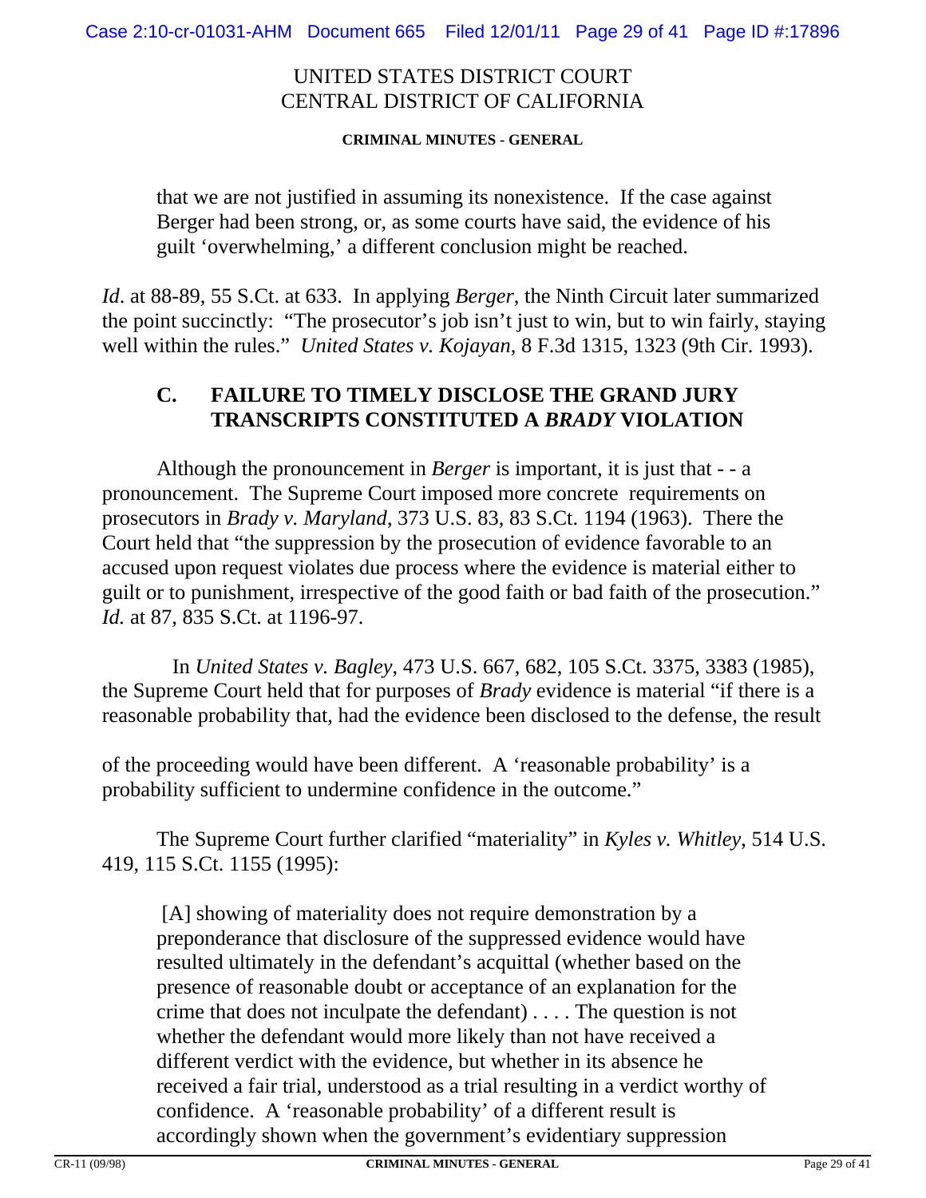that we are not justified in assuming its nonexistence. If the case against Berger had been strong, or, as some courts have said, the evidence of his guilt 'overwhelming,' a different conclusion might be reached.

*Id*. at 88-89, 55 S.Ct. at 633. In applying *Berger*, the Ninth Circuit later summarized the point succinctly: "The prosecutor's job isn't just to win, but to win fairly, staying well within the rules." *United States v. Kojayan*, 8 F.3d 1315, 1323 (9th Cir. 1993).

## C. FAILURE TO TIMELY DISCLOSE THE GRAND JURY TRANSCRIPTS CONSTITUTED A *BRADY* VIOLATION

Although the pronouncement in *Berger* is important, it is just that - - a pronouncement. The Supreme Court imposed more concrete requirements on prosecutors in *Brady v. Maryland*, 373 U.S. 83, 83 S.Ct. 1194 (1963). There the Court held that "the suppression by the prosecution of evidence favorable to an accused upon request violates due process where the evidence is material either to guilt or to punishment, irrespective of the good faith or bad faith of the prosecution." *Id.* at 87, 835 S.Ct. at 1196-97.

In *United States v. Bagley*, 473 U.S. 667, 682, 105 S.Ct. 3375, 3383 (1985), the Supreme Court held that for purposes of *Brady* evidence is material "if there is a reasonable probability that, had the evidence been disclosed to the defense, the result of the proceeding would have been different. A 'reasonable probability' is a probability sufficient to undermine confidence in the outcome."

The Supreme Court further clarified "materiality" in *Kyles v. Whitley*, 514 U.S. 419, 115 S.Ct. 1155 (1995):

> [A] showing of materiality does not require demonstration by a preponderance that disclosure of the suppressed evidence would have resulted ultimately in the defendant's acquittal (whether based on the presence of reasonable doubt or acceptance of an explanation for the crime that does not inculpate the defendant) . . . . The question is not whether the defendant would more likely than not have received a different verdict with the evidence, but whether in its absence he received a fair trial, understood as a trial resulting in a verdict worthy of confidence. A 'reasonable probability' of a different result is accordingly shown when the government's evidentiary suppression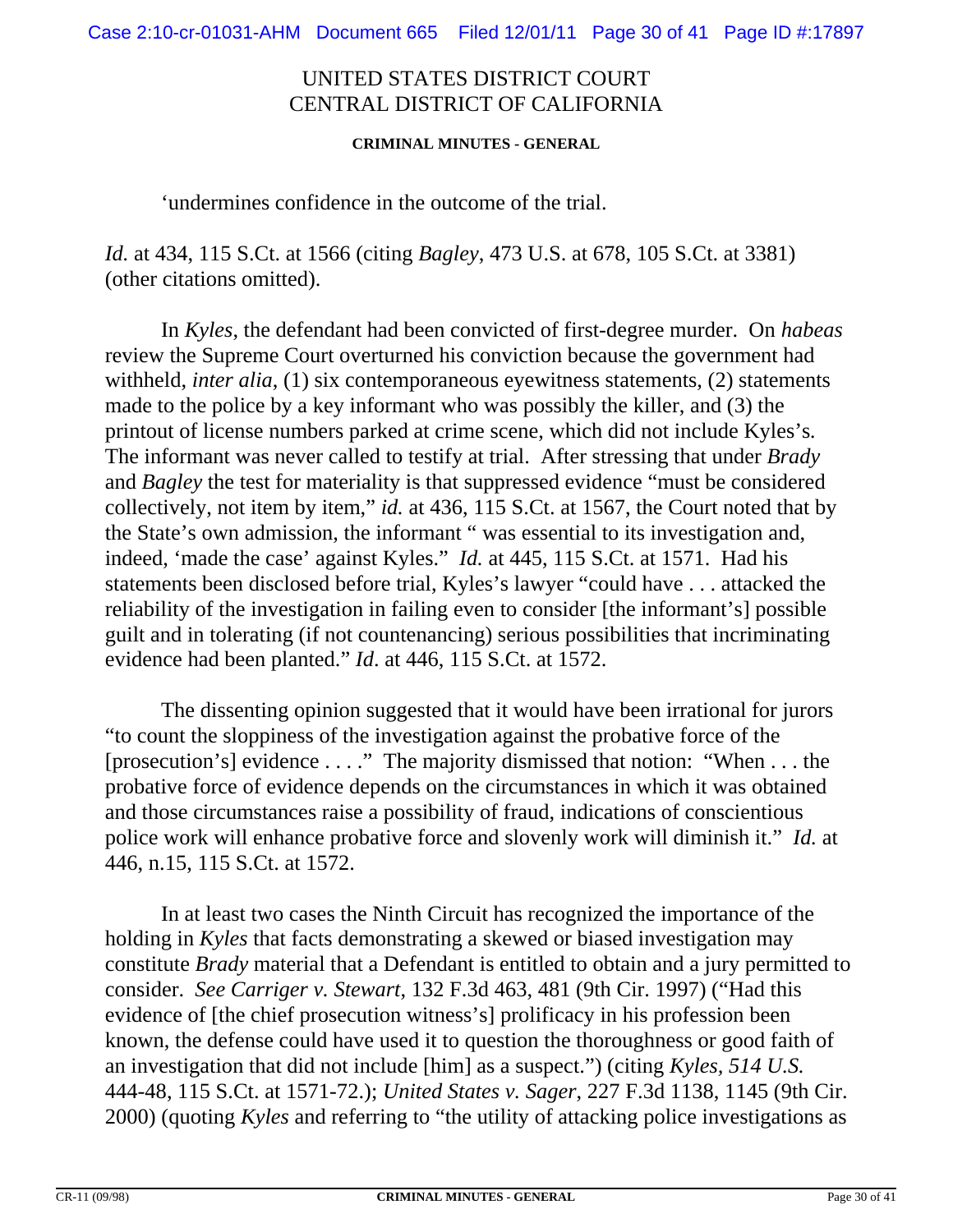'undermines confidence in the outcome of the trial.

*Id.* at 434, 115 S.Ct. at 1566 (citing *Bagley*, 473 U.S. at 678, 105 S.Ct. at 3381) (other citations omitted).

In *Kyles*, the defendant had been convicted of first-degree murder. On *habeas* review the Supreme Court overturned his conviction because the government had withheld, *inter alia*, (1) six contemporaneous eyewitness statements, (2) statements made to the police by a key informant who was possibly the killer, and (3) the printout of license numbers parked at crime scene, which did not include Kyles's. The informant was never called to testify at trial. After stressing that under *Brady* and *Bagley* the test for materiality is that suppressed evidence "must be considered collectively, not item by item," *id.* at 436, 115 S.Ct. at 1567, the Court noted that by the State's own admission, the informant " was essential to its investigation and, indeed, 'made the case' against Kyles." *Id.* at 445, 115 S.Ct. at 1571. Had his statements been disclosed before trial, Kyles's lawyer "could have . . . attacked the reliability of the investigation in failing even to consider [the informant's] possible guilt and in tolerating (if not countenancing) serious possibilities that incriminating evidence had been planted." *Id*. at 446, 115 S.Ct. at 1572.

The dissenting opinion suggested that it would have been irrational for jurors "to count the sloppiness of the investigation against the probative force of the [prosecution's] evidence . . . ." The majority dismissed that notion: "When . . . the probative force of evidence depends on the circumstances in which it was obtained and those circumstances raise a possibility of fraud, indications of conscientious police work will enhance probative force and slovenly work will diminish it." *Id.* at 446, n.15, 115 S.Ct. at 1572.

In at least two cases the Ninth Circuit has recognized the importance of the holding in *Kyles* that facts demonstrating a skewed or biased investigation may constitute *Brady* material that a Defendant is entitled to obtain and a jury permitted to consider. *See Carriger v. Stewart*, 132 F.3d 463, 481 (9th Cir. 1997) ("Had this evidence of [the chief prosecution witness's] prolificacy in his profession been known, the defense could have used it to question the thoroughness or good faith of an investigation that did not include [him] as a suspect.") (citing *Kyles, 514 U.S.* 444-48, 115 S.Ct. at 1571-72.); *United States v. Sager*, 227 F.3d 1138, 1145 (9th Cir. 2000) (quoting *Kyles* and referring to "the utility of attacking police investigations as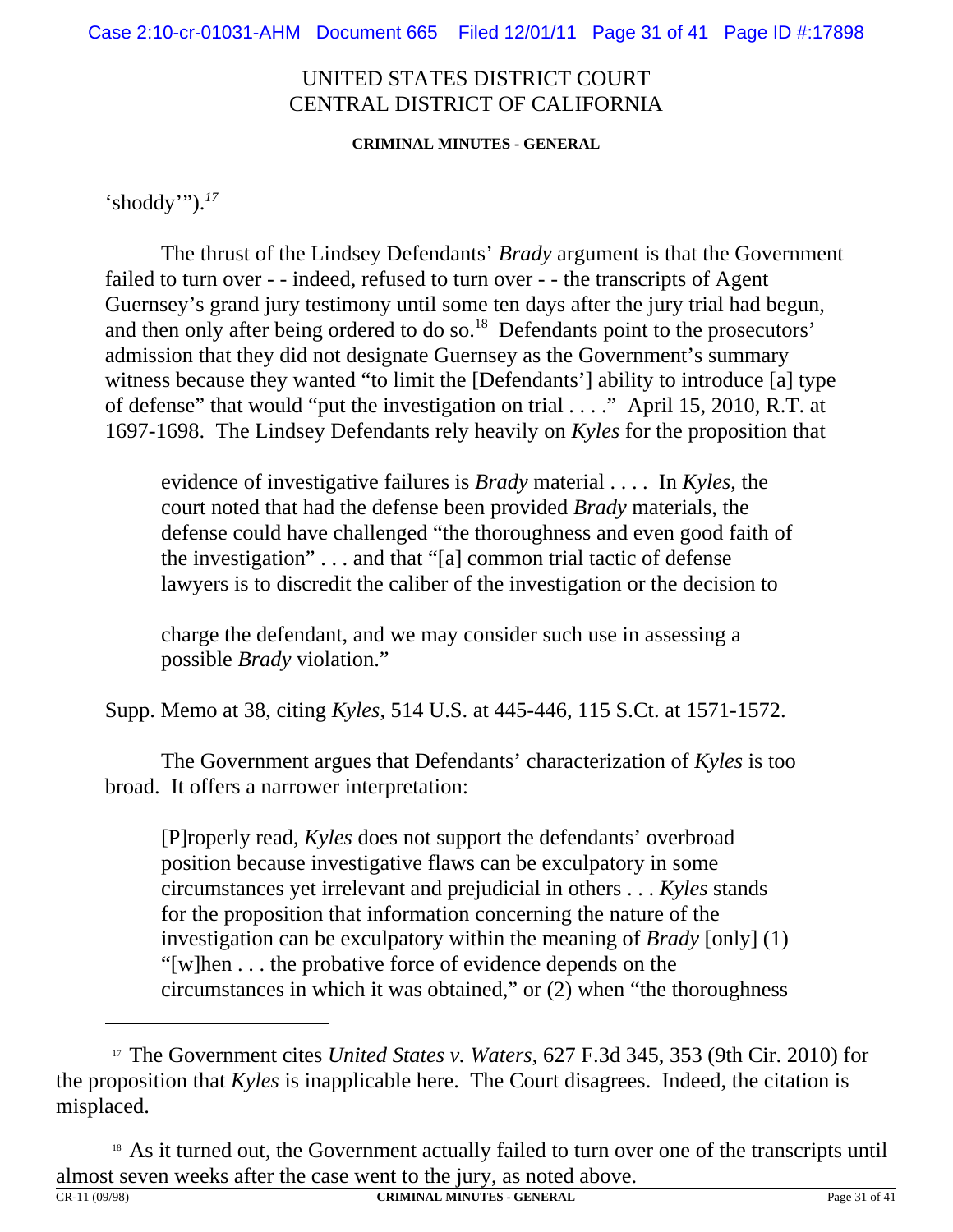'shoddy'").[17]

The thrust of the Lindsey Defendants' *Brady* argument is that the Government failed to turn over - - indeed, refused to turn over - - the transcripts of Agent Guernsey's grand jury testimony until some ten days after the jury trial had begun, and then only after being ordered to do so.[18] Defendants point to the prosecutors' admission that they did not designate Guernsey as the Government's summary witness because they wanted "to limit the [Defendants'] ability to introduce [a] type of defense" that would "put the investigation on trial . . . ." April 15, 2010, R.T. at 1697-1698. The Lindsey Defendants rely heavily on *Kyles* for the proposition that

> evidence of investigative failures is *Brady* material . . . . In *Kyles*, the court noted that had the defense been provided *Brady* materials, the defense could have challenged "the thoroughness and even good faith of the investigation" . . . and that "[a] common trial tactic of defense lawyers is to discredit the caliber of the investigation or the decision to charge the defendant, and we may consider such use in assessing a possible *Brady* violation."

Supp. Memo at 38, citing *Kyles*, 514 U.S. at 445-446, 115 S.Ct. at 1571-1572.

The Government argues that Defendants' characterization of *Kyles* is too broad. It offers a narrower interpretation:

> [P]roperly read, *Kyles* does not support the defendants' overbroad position because investigative flaws can be exculpatory in some circumstances yet irrelevant and prejudicial in others . . . *Kyles* stands for the proposition that information concerning the nature of the investigation can be exculpatory within the meaning of *Brady* [only] (1) "[w]hen . . . the probative force of evidence depends on the circumstances in which it was obtained," or (2) when "the thoroughness

---

[17] The Government cites *United States v. Waters*, 627 F.3d 345, 353 (9th Cir. 2010) for the proposition that *Kyles* is inapplicable here. The Court disagrees. Indeed, the citation is misplaced.

[18] As it turned out, the Government actually failed to turn over one of the transcripts until almost seven weeks after the case went to the jury, as noted above.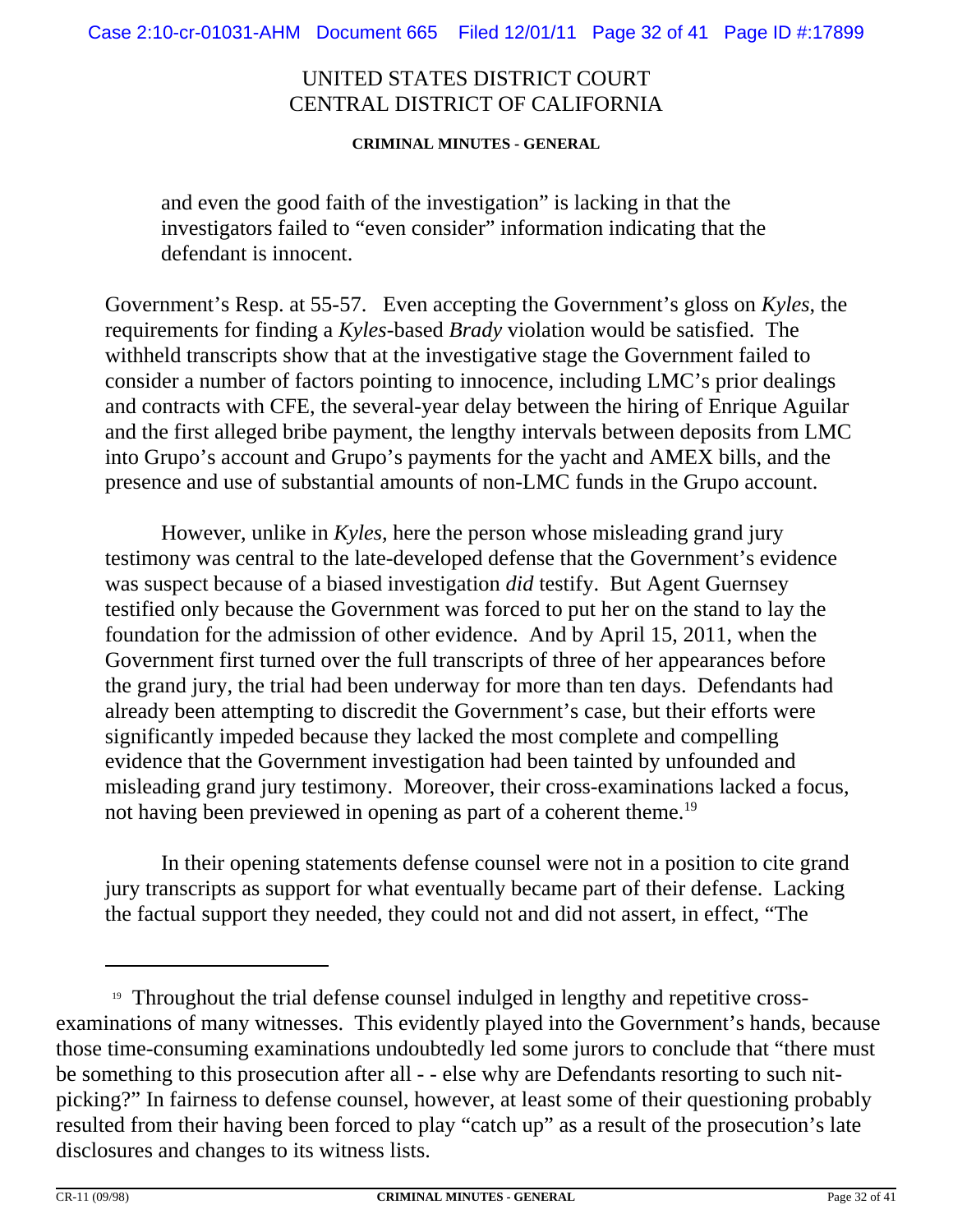and even the good faith of the investigation" is lacking in that the investigators failed to "even consider" information indicating that the defendant is innocent.

Government's Resp. at 55-57. Even accepting the Government's gloss on *Kyles*, the requirements for finding a *Kyles*-based *Brady* violation would be satisfied. The withheld transcripts show that at the investigative stage the Government failed to consider a number of factors pointing to innocence, including LMC's prior dealings and contracts with CFE, the several-year delay between the hiring of Enrique Aguilar and the first alleged bribe payment, the lengthy intervals between deposits from LMC into Grupo's account and Grupo's payments for the yacht and AMEX bills, and the presence and use of substantial amounts of non-LMC funds in the Grupo account.

However, unlike in *Kyles*, here the person whose misleading grand jury testimony was central to the late-developed defense that the Government's evidence was suspect because of a biased investigation *did* testify. But Agent Guernsey testified only because the Government was forced to put her on the stand to lay the foundation for the admission of other evidence. And by April 15, 2011, when the Government first turned over the full transcripts of three of her appearances before the grand jury, the trial had been underway for more than ten days. Defendants had already been attempting to discredit the Government's case, but their efforts were significantly impeded because they lacked the most complete and compelling evidence that the Government investigation had been tainted by unfounded and misleading grand jury testimony. Moreover, their cross-examinations lacked a focus, not having been previewed in opening as part of a coherent theme.[19]

In their opening statements defense counsel were not in a position to cite grand jury transcripts as support for what eventually became part of their defense. Lacking the factual support they needed, they could not and did not assert, in effect, "The

---

[19] Throughout the trial defense counsel indulged in lengthy and repetitive cross-examinations of many witnesses. This evidently played into the Government's hands, because those time-consuming examinations undoubtedly led some jurors to conclude that "there must be something to this prosecution after all - - else why are Defendants resorting to such nit-picking?" In fairness to defense counsel, however, at least some of their questioning probably resulted from their having been forced to play "catch up" as a result of the prosecution's late disclosures and changes to its witness lists.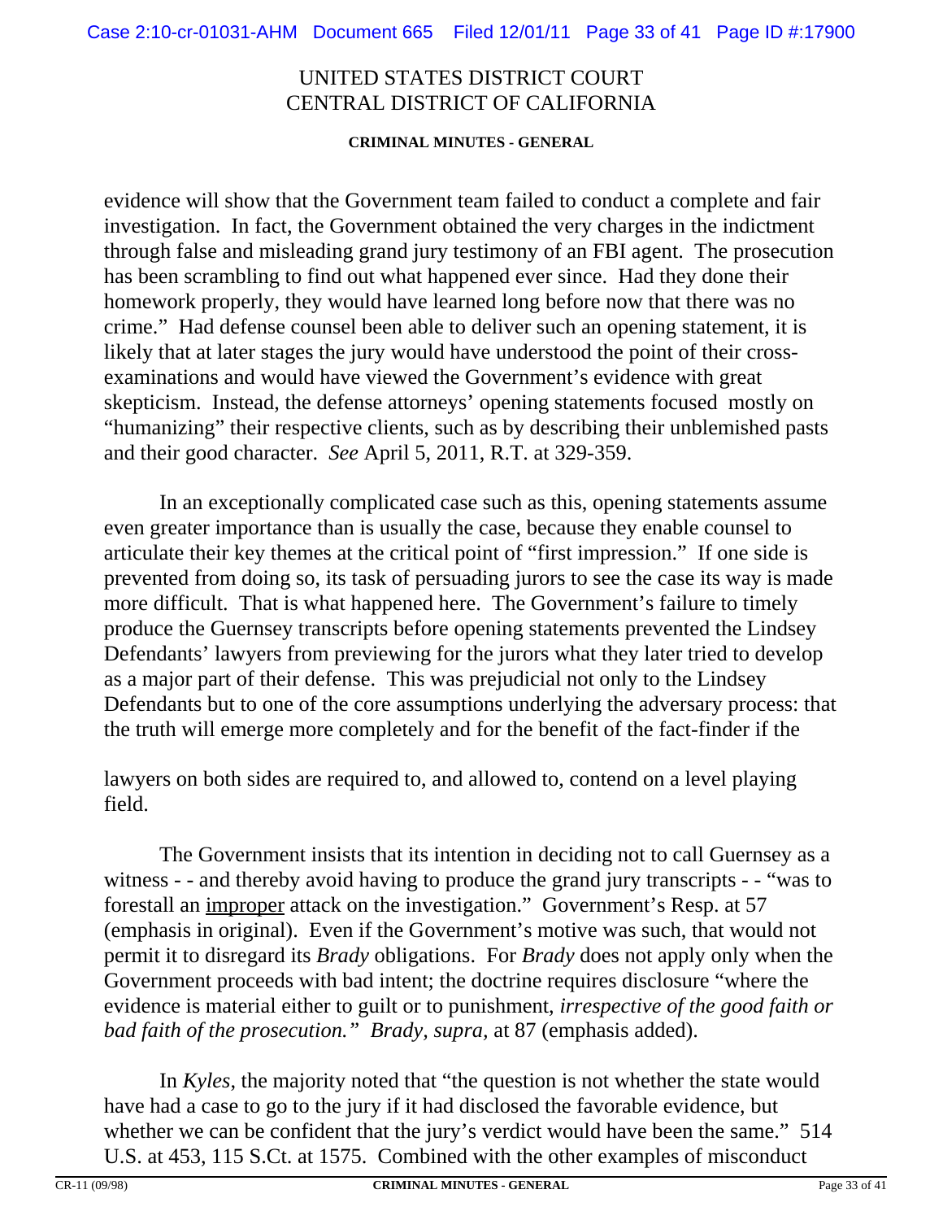evidence will show that the Government team failed to conduct a complete and fair investigation. In fact, the Government obtained the very charges in the indictment through false and misleading grand jury testimony of an FBI agent. The prosecution has been scrambling to find out what happened ever since. Had they done their homework properly, they would have learned long before now that there was no crime." Had defense counsel been able to deliver such an opening statement, it is likely that at later stages the jury would have understood the point of their cross-examinations and would have viewed the Government's evidence with great skepticism. Instead, the defense attorneys' opening statements focused mostly on "humanizing" their respective clients, such as by describing their unblemished pasts and their good character. *See* April 5, 2011, R.T. at 329-359.

In an exceptionally complicated case such as this, opening statements assume even greater importance than is usually the case, because they enable counsel to articulate their key themes at the critical point of "first impression." If one side is prevented from doing so, its task of persuading jurors to see the case its way is made more difficult. That is what happened here. The Government's failure to timely produce the Guernsey transcripts before opening statements prevented the Lindsey Defendants' lawyers from previewing for the jurors what they later tried to develop as a major part of their defense. This was prejudicial not only to the Lindsey Defendants but to one of the core assumptions underlying the adversary process: that the truth will emerge more completely and for the benefit of the fact-finder if the lawyers on both sides are required to, and allowed to, contend on a level playing field.

The Government insists that its intention in deciding not to call Guernsey as a witness - - and thereby avoid having to produce the grand jury transcripts - - "was to forestall an improper attack on the investigation." Government's Resp. at 57 (emphasis in original). Even if the Government's motive was such, that would not permit it to disregard its *Brady* obligations. For *Brady* does not apply only when the Government proceeds with bad intent; the doctrine requires disclosure "where the evidence is material either to guilt or to punishment, *irrespective of the good faith or bad faith of the prosecution." Brady, supra,* at 87 (emphasis added).

In *Kyles*, the majority noted that "the question is not whether the state would have had a case to go to the jury if it had disclosed the favorable evidence, but whether we can be confident that the jury's verdict would have been the same." 514 U.S. at 453, 115 S.Ct. at 1575. Combined with the other examples of misconduct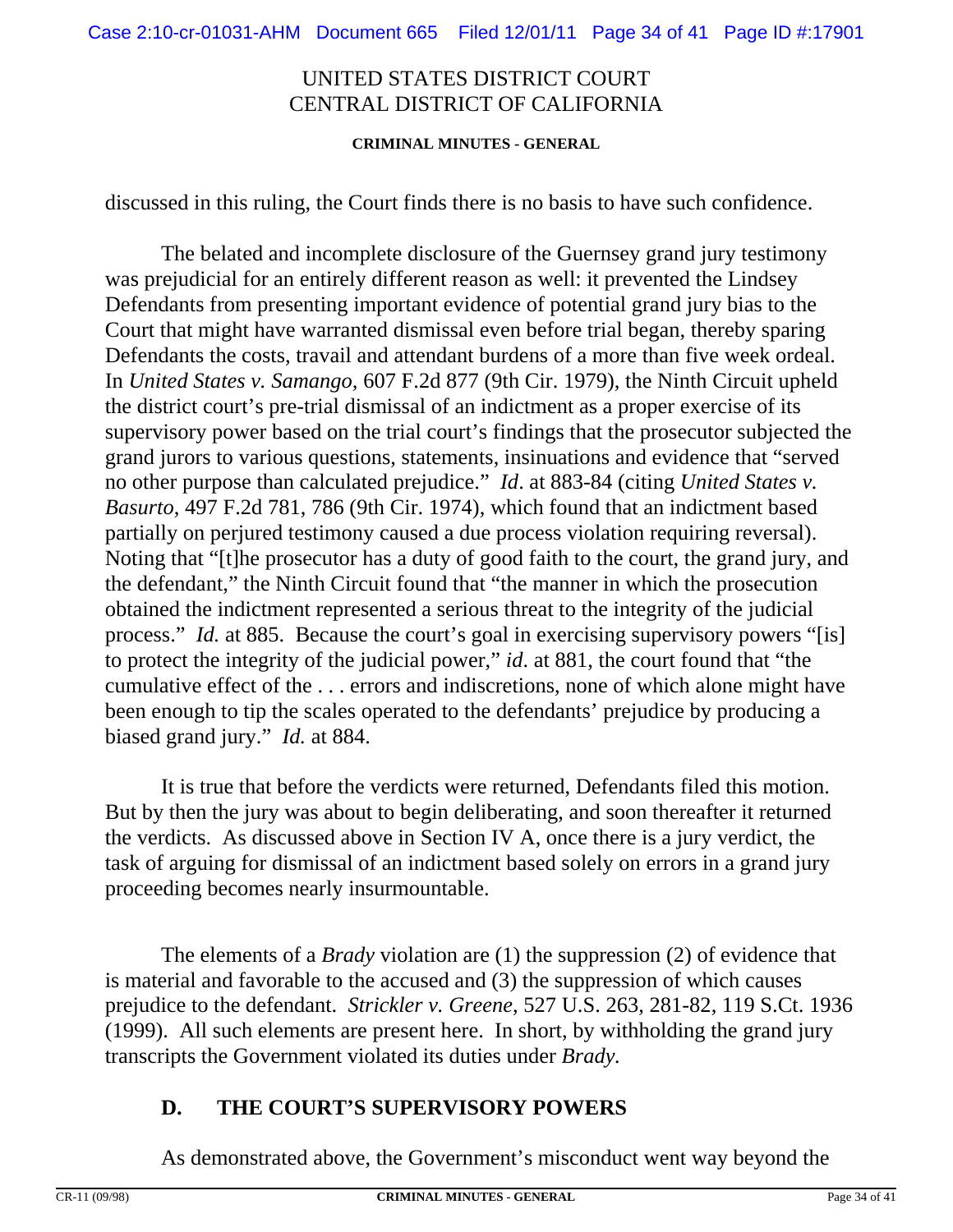discussed in this ruling, the Court finds there is no basis to have such confidence.

The belated and incomplete disclosure of the Guernsey grand jury testimony was prejudicial for an entirely different reason as well: it prevented the Lindsey Defendants from presenting important evidence of potential grand jury bias to the Court that might have warranted dismissal even before trial began, thereby sparing Defendants the costs, travail and attendant burdens of a more than five week ordeal. In *United States v. Samango,* 607 F.2d 877 (9th Cir. 1979), the Ninth Circuit upheld the district court's pre-trial dismissal of an indictment as a proper exercise of its supervisory power based on the trial court's findings that the prosecutor subjected the grand jurors to various questions, statements, insinuations and evidence that "served no other purpose than calculated prejudice." *Id*. at 883-84 (citing *United States v. Basurto*, 497 F.2d 781, 786 (9th Cir. 1974), which found that an indictment based partially on perjured testimony caused a due process violation requiring reversal). Noting that "[t]he prosecutor has a duty of good faith to the court, the grand jury, and the defendant," the Ninth Circuit found that "the manner in which the prosecution obtained the indictment represented a serious threat to the integrity of the judicial process." *Id.* at 885. Because the court's goal in exercising supervisory powers "[is] to protect the integrity of the judicial power," *id*. at 881, the court found that "the cumulative effect of the . . . errors and indiscretions, none of which alone might have been enough to tip the scales operated to the defendants' prejudice by producing a biased grand jury." *Id.* at 884.

It is true that before the verdicts were returned, Defendants filed this motion. But by then the jury was about to begin deliberating, and soon thereafter it returned the verdicts. As discussed above in Section IV A, once there is a jury verdict, the task of arguing for dismissal of an indictment based solely on errors in a grand jury proceeding becomes nearly insurmountable.

The elements of a *Brady* violation are (1) the suppression (2) of evidence that is material and favorable to the accused and (3) the suppression of which causes prejudice to the defendant. *Strickler v. Greene*, 527 U.S. 263, 281-82, 119 S.Ct. 1936 (1999). All such elements are present here. In short, by withholding the grand jury transcripts the Government violated its duties under *Brady.*

## D. THE COURT'S SUPERVISORY POWERS

As demonstrated above, the Government's misconduct went way beyond the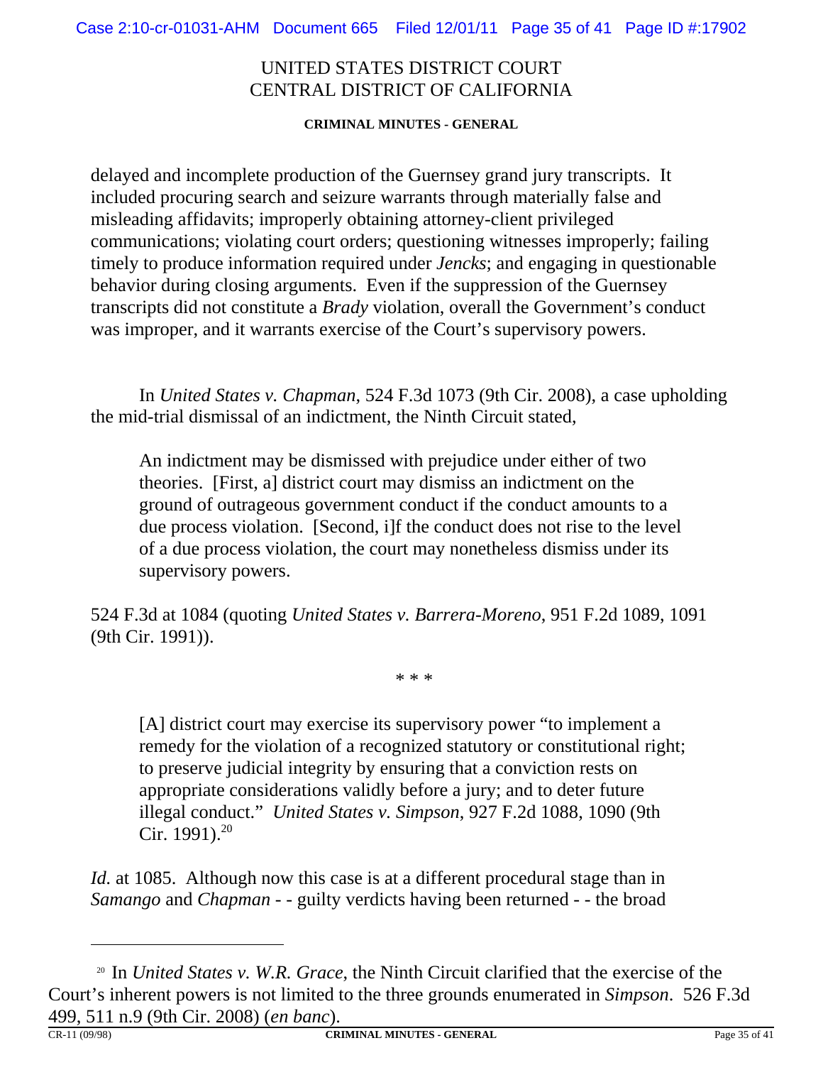delayed and incomplete production of the Guernsey grand jury transcripts. It included procuring search and seizure warrants through materially false and misleading affidavits; improperly obtaining attorney-client privileged communications; violating court orders; questioning witnesses improperly; failing timely to produce information required under *Jencks*; and engaging in questionable behavior during closing arguments. Even if the suppression of the Guernsey transcripts did not constitute a *Brady* violation, overall the Government's conduct was improper, and it warrants exercise of the Court's supervisory powers.

In *United States v. Chapman*, 524 F.3d 1073 (9th Cir. 2008), a case upholding the mid-trial dismissal of an indictment, the Ninth Circuit stated,

> An indictment may be dismissed with prejudice under either of two theories. [First, a] district court may dismiss an indictment on the ground of outrageous government conduct if the conduct amounts to a due process violation. [Second, i]f the conduct does not rise to the level of a due process violation, the court may nonetheless dismiss under its supervisory powers.

524 F.3d at 1084 (quoting *United States v. Barrera-Moreno*, 951 F.2d 1089, 1091 (9th Cir. 1991)).

\* \* \*

> [A] district court may exercise its supervisory power "to implement a remedy for the violation of a recognized statutory or constitutional right; to preserve judicial integrity by ensuring that a conviction rests on appropriate considerations validly before a jury; and to deter future illegal conduct." *United States v. Simpson*, 927 F.2d 1088, 1090 (9th Cir. 1991).[20]

*Id.* at 1085. Although now this case is at a different procedural stage than in *Samango* and *Chapman* - - guilty verdicts having been returned - - the broad

---

[20] In *United States v. W.R. Grace*, the Ninth Circuit clarified that the exercise of the Court's inherent powers is not limited to the three grounds enumerated in *Simpson*. 526 F.3d 499, 511 n.9 (9th Cir. 2008) (*en banc*).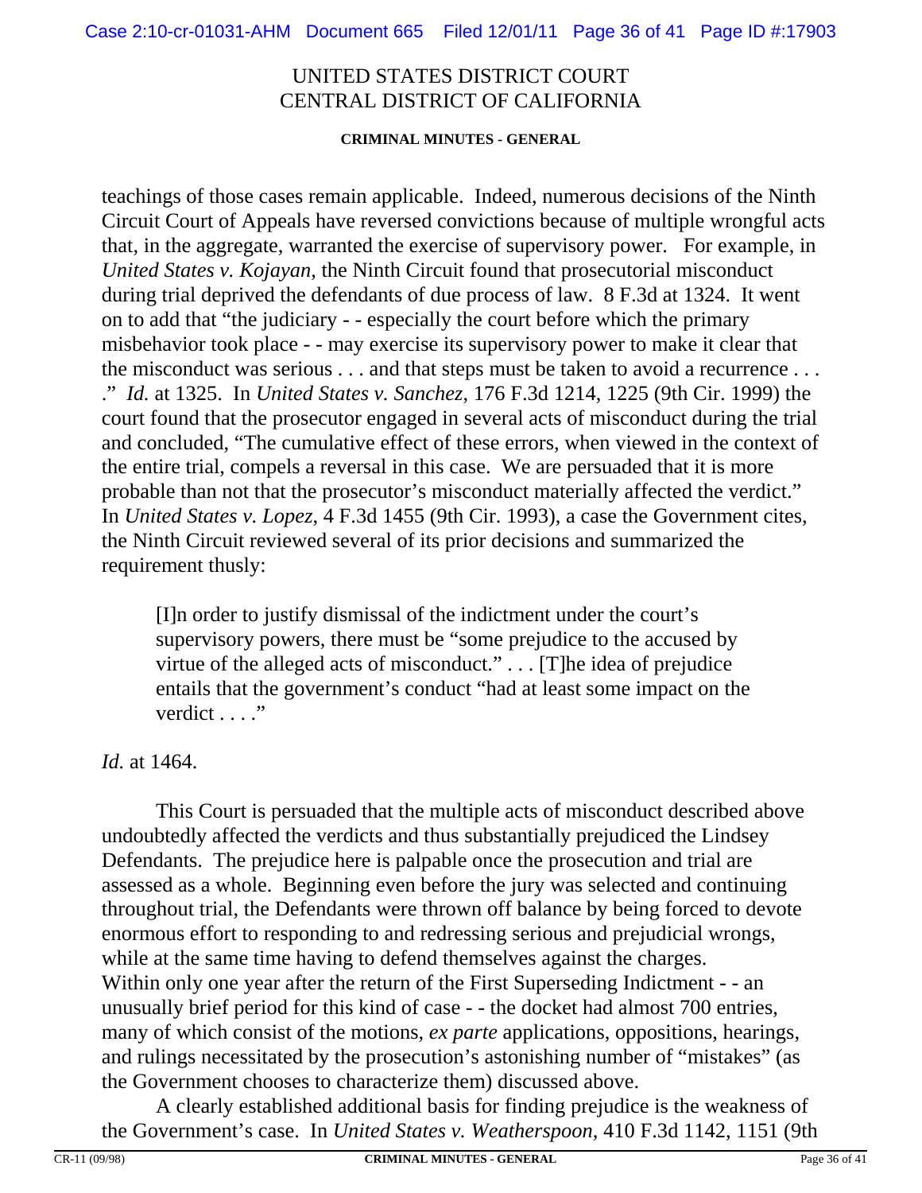teachings of those cases remain applicable. Indeed, numerous decisions of the Ninth Circuit Court of Appeals have reversed convictions because of multiple wrongful acts that, in the aggregate, warranted the exercise of supervisory power. For example, in *United States v. Kojayan*, the Ninth Circuit found that prosecutorial misconduct during trial deprived the defendants of due process of law. 8 F.3d at 1324. It went on to add that "the judiciary - - especially the court before which the primary misbehavior took place - - may exercise its supervisory power to make it clear that the misconduct was serious . . . and that steps must be taken to avoid a recurrence . . . ." *Id.* at 1325. In *United States v. Sanchez*, 176 F.3d 1214, 1225 (9th Cir. 1999) the court found that the prosecutor engaged in several acts of misconduct during the trial and concluded, "The cumulative effect of these errors, when viewed in the context of the entire trial, compels a reversal in this case. We are persuaded that it is more probable than not that the prosecutor's misconduct materially affected the verdict." In *United States v. Lopez*, 4 F.3d 1455 (9th Cir. 1993), a case the Government cites, the Ninth Circuit reviewed several of its prior decisions and summarized the requirement thusly:

> [I]n order to justify dismissal of the indictment under the court's supervisory powers, there must be "some prejudice to the accused by virtue of the alleged acts of misconduct." . . . [T]he idea of prejudice entails that the government's conduct "had at least some impact on the verdict . . . ."

*Id.* at 1464.

This Court is persuaded that the multiple acts of misconduct described above undoubtedly affected the verdicts and thus substantially prejudiced the Lindsey Defendants. The prejudice here is palpable once the prosecution and trial are assessed as a whole. Beginning even before the jury was selected and continuing throughout trial, the Defendants were thrown off balance by being forced to devote enormous effort to responding to and redressing serious and prejudicial wrongs, while at the same time having to defend themselves against the charges. Within only one year after the return of the First Superseding Indictment - - an unusually brief period for this kind of case - - the docket had almost 700 entries, many of which consist of the motions, *ex parte* applications, oppositions, hearings, and rulings necessitated by the prosecution's astonishing number of "mistakes" (as the Government chooses to characterize them) discussed above.

A clearly established additional basis for finding prejudice is the weakness of the Government's case. In *United States v. Weatherspoon*, 410 F.3d 1142, 1151 (9th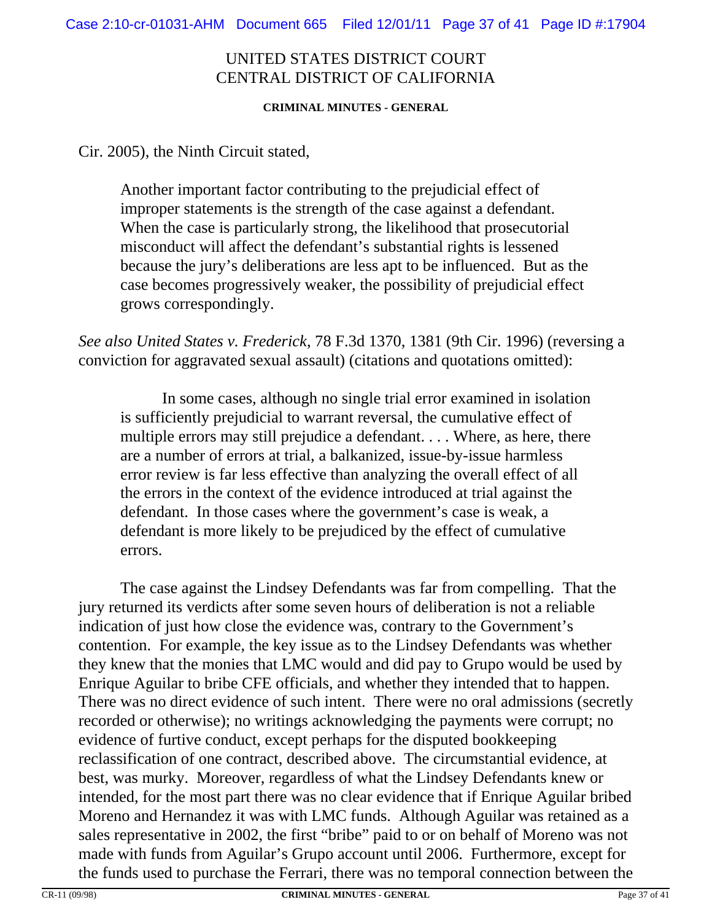Cir. 2005), the Ninth Circuit stated,

> Another important factor contributing to the prejudicial effect of improper statements is the strength of the case against a defendant. When the case is particularly strong, the likelihood that prosecutorial misconduct will affect the defendant's substantial rights is lessened because the jury's deliberations are less apt to be influenced. But as the case becomes progressively weaker, the possibility of prejudicial effect grows correspondingly.

*See also United States v. Frederick*, 78 F.3d 1370, 1381 (9th Cir. 1996) (reversing a conviction for aggravated sexual assault) (citations and quotations omitted):

> In some cases, although no single trial error examined in isolation is sufficiently prejudicial to warrant reversal, the cumulative effect of multiple errors may still prejudice a defendant. . . . Where, as here, there are a number of errors at trial, a balkanized, issue-by-issue harmless error review is far less effective than analyzing the overall effect of all the errors in the context of the evidence introduced at trial against the defendant. In those cases where the government's case is weak, a defendant is more likely to be prejudiced by the effect of cumulative errors.

The case against the Lindsey Defendants was far from compelling. That the jury returned its verdicts after some seven hours of deliberation is not a reliable indication of just how close the evidence was, contrary to the Government's contention. For example, the key issue as to the Lindsey Defendants was whether they knew that the monies that LMC would and did pay to Grupo would be used by Enrique Aguilar to bribe CFE officials, and whether they intended that to happen. There was no direct evidence of such intent. There were no oral admissions (secretly recorded or otherwise); no writings acknowledging the payments were corrupt; no evidence of furtive conduct, except perhaps for the disputed bookkeeping reclassification of one contract, described above. The circumstantial evidence, at best, was murky. Moreover, regardless of what the Lindsey Defendants knew or intended, for the most part there was no clear evidence that if Enrique Aguilar bribed Moreno and Hernandez it was with LMC funds. Although Aguilar was retained as a sales representative in 2002, the first "bribe" paid to or on behalf of Moreno was not made with funds from Aguilar's Grupo account until 2006. Furthermore, except for the funds used to purchase the Ferrari, there was no temporal connection between the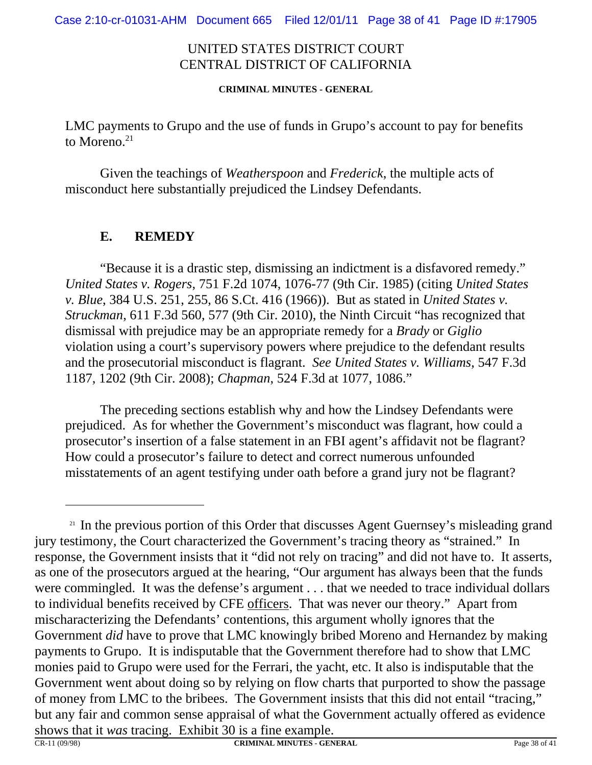LMC payments to Grupo and the use of funds in Grupo's account to pay for benefits to Moreno.[21]

Given the teachings of *Weatherspoon* and *Frederick*, the multiple acts of misconduct here substantially prejudiced the Lindsey Defendants.

### E. REMEDY

"Because it is a drastic step, dismissing an indictment is a disfavored remedy." *United States v. Rogers*, 751 F.2d 1074, 1076-77 (9th Cir. 1985) (citing *United States v. Blue*, 384 U.S. 251, 255, 86 S.Ct. 416 (1966)). But as stated in *United States v. Struckman*, 611 F.3d 560, 577 (9th Cir. 2010), the Ninth Circuit "has recognized that dismissal with prejudice may be an appropriate remedy for a *Brady* or *Giglio* violation using a court's supervisory powers where prejudice to the defendant results and the prosecutorial misconduct is flagrant. *See United States v. Williams*, 547 F.3d 1187, 1202 (9th Cir. 2008); *Chapman*, 524 F.3d at 1077, 1086."

The preceding sections establish why and how the Lindsey Defendants were prejudiced. As for whether the Government's misconduct was flagrant, how could a prosecutor's insertion of a false statement in an FBI agent's affidavit not be flagrant? How could a prosecutor's failure to detect and correct numerous unfounded misstatements of an agent testifying under oath before a grand jury not be flagrant?

---

[21] In the previous portion of this Order that discusses Agent Guernsey's misleading grand jury testimony, the Court characterized the Government's tracing theory as "strained." In response, the Government insists that it "did not rely on tracing" and did not have to. It asserts, as one of the prosecutors argued at the hearing, "Our argument has always been that the funds were commingled. It was the defense's argument . . . that we needed to trace individual dollars to individual benefits received by CFE <u>officers</u>. That was never our theory." Apart from mischaracterizing the Defendants' contentions, this argument wholly ignores that the Government *did* have to prove that LMC knowingly bribed Moreno and Hernandez by making payments to Grupo. It is indisputable that the Government therefore had to show that LMC monies paid to Grupo were used for the Ferrari, the yacht, etc. It also is indisputable that the Government went about doing so by relying on flow charts that purported to show the passage of money from LMC to the bribees. The Government insists that this did not entail "tracing," but any fair and common sense appraisal of what the Government actually offered as evidence shows that it *was* tracing. Exhibit 30 is a fine example.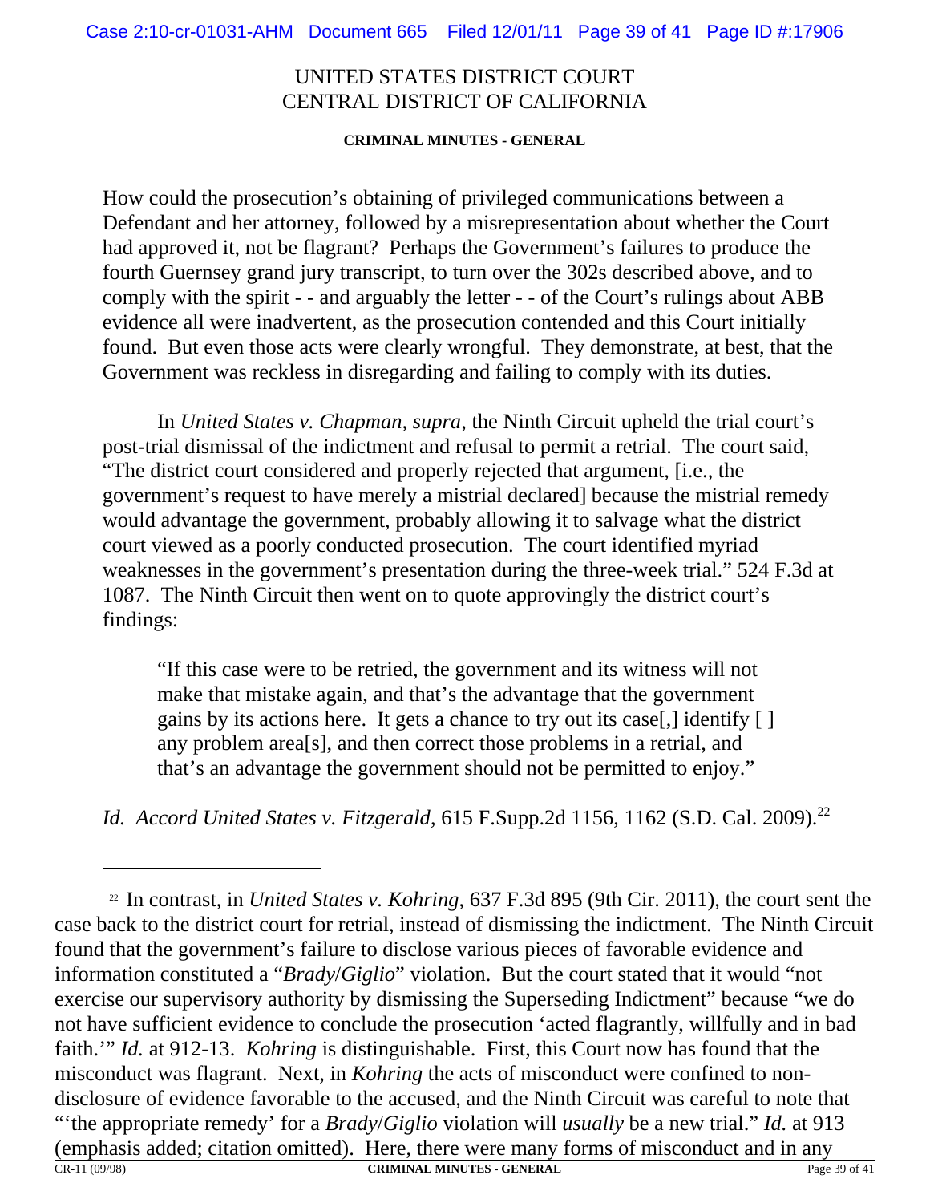How could the prosecution's obtaining of privileged communications between a Defendant and her attorney, followed by a misrepresentation about whether the Court had approved it, not be flagrant? Perhaps the Government's failures to produce the fourth Guernsey grand jury transcript, to turn over the 302s described above, and to comply with the spirit - - and arguably the letter - - of the Court's rulings about ABB evidence all were inadvertent, as the prosecution contended and this Court initially found. But even those acts were clearly wrongful. They demonstrate, at best, that the Government was reckless in disregarding and failing to comply with its duties.

In *United States v. Chapman, supra*, the Ninth Circuit upheld the trial court's post-trial dismissal of the indictment and refusal to permit a retrial. The court said, "The district court considered and properly rejected that argument, [i.e., the government's request to have merely a mistrial declared] because the mistrial remedy would advantage the government, probably allowing it to salvage what the district court viewed as a poorly conducted prosecution. The court identified myriad weaknesses in the government's presentation during the three-week trial." 524 F.3d at 1087. The Ninth Circuit then went on to quote approvingly the district court's findings:

> "If this case were to be retried, the government and its witness will not make that mistake again, and that's the advantage that the government gains by its actions here. It gets a chance to try out its case[,] identify [ ] any problem area[s], and then correct those problems in a retrial, and that's an advantage the government should not be permitted to enjoy."

*Id. Accord United States v. Fitzgerald*, 615 F.Supp.2d 1156, 1162 (S.D. Cal. 2009).[22]

---

[22] In contrast, in *United States v. Kohring*, 637 F.3d 895 (9th Cir. 2011), the court sent the case back to the district court for retrial, instead of dismissing the indictment. The Ninth Circuit found that the government's failure to disclose various pieces of favorable evidence and information constituted a "*Brady*/*Giglio*" violation. But the court stated that it would "not exercise our supervisory authority by dismissing the Superseding Indictment" because "we do not have sufficient evidence to conclude the prosecution 'acted flagrantly, willfully and in bad faith.'" *Id.* at 912-13. *Kohring* is distinguishable. First, this Court now has found that the misconduct was flagrant. Next, in *Kohring* the acts of misconduct were confined to non-disclosure of evidence favorable to the accused, and the Ninth Circuit was careful to note that "'the appropriate remedy' for a *Brady*/*Giglio* violation will *usually* be a new trial." *Id.* at 913 (emphasis added; citation omitted). Here, there were many forms of misconduct and in any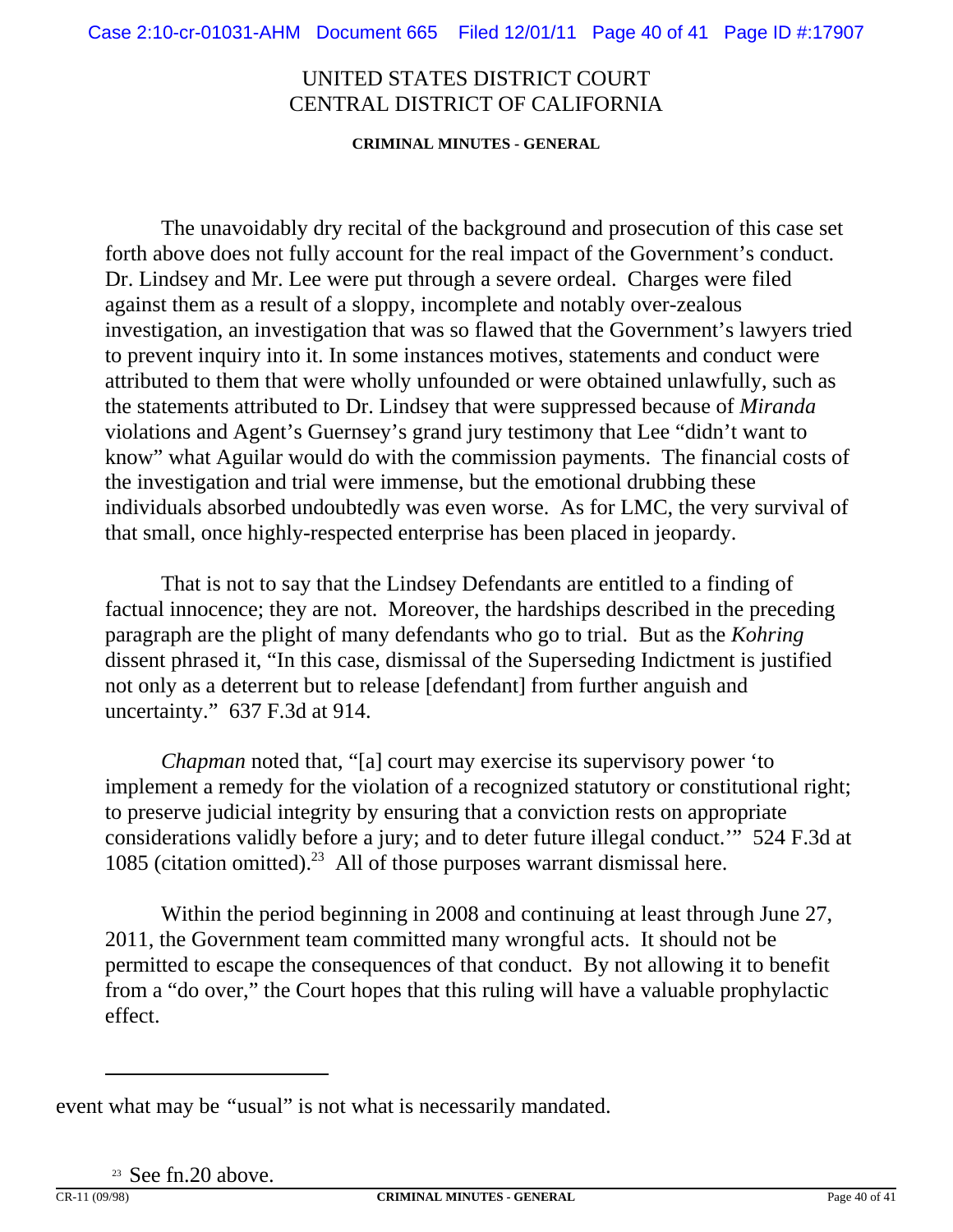The unavoidably dry recital of the background and prosecution of this case set forth above does not fully account for the real impact of the Government's conduct. Dr. Lindsey and Mr. Lee were put through a severe ordeal. Charges were filed against them as a result of a sloppy, incomplete and notably over-zealous investigation, an investigation that was so flawed that the Government's lawyers tried to prevent inquiry into it. In some instances motives, statements and conduct were attributed to them that were wholly unfounded or were obtained unlawfully, such as the statements attributed to Dr. Lindsey that were suppressed because of *Miranda* violations and Agent's Guernsey's grand jury testimony that Lee "didn't want to know" what Aguilar would do with the commission payments. The financial costs of the investigation and trial were immense, but the emotional drubbing these individuals absorbed undoubtedly was even worse. As for LMC, the very survival of that small, once highly-respected enterprise has been placed in jeopardy.

That is not to say that the Lindsey Defendants are entitled to a finding of factual innocence; they are not. Moreover, the hardships described in the preceding paragraph are the plight of many defendants who go to trial. But as the *Kohring* dissent phrased it, "In this case, dismissal of the Superseding Indictment is justified not only as a deterrent but to release [defendant] from further anguish and uncertainty." 637 F.3d at 914.

*Chapman* noted that, "[a] court may exercise its supervisory power 'to implement a remedy for the violation of a recognized statutory or constitutional right; to preserve judicial integrity by ensuring that a conviction rests on appropriate considerations validly before a jury; and to deter future illegal conduct.'" 524 F.3d at 1085 (citation omitted).[23] All of those purposes warrant dismissal here.

Within the period beginning in 2008 and continuing at least through June 27, 2011, the Government team committed many wrongful acts. It should not be permitted to escape the consequences of that conduct. By not allowing it to benefit from a "do over," the Court hopes that this ruling will have a valuable prophylactic effect.

---

event what may be "usual" is not what is necessarily mandated.

[23] See fn.20 above.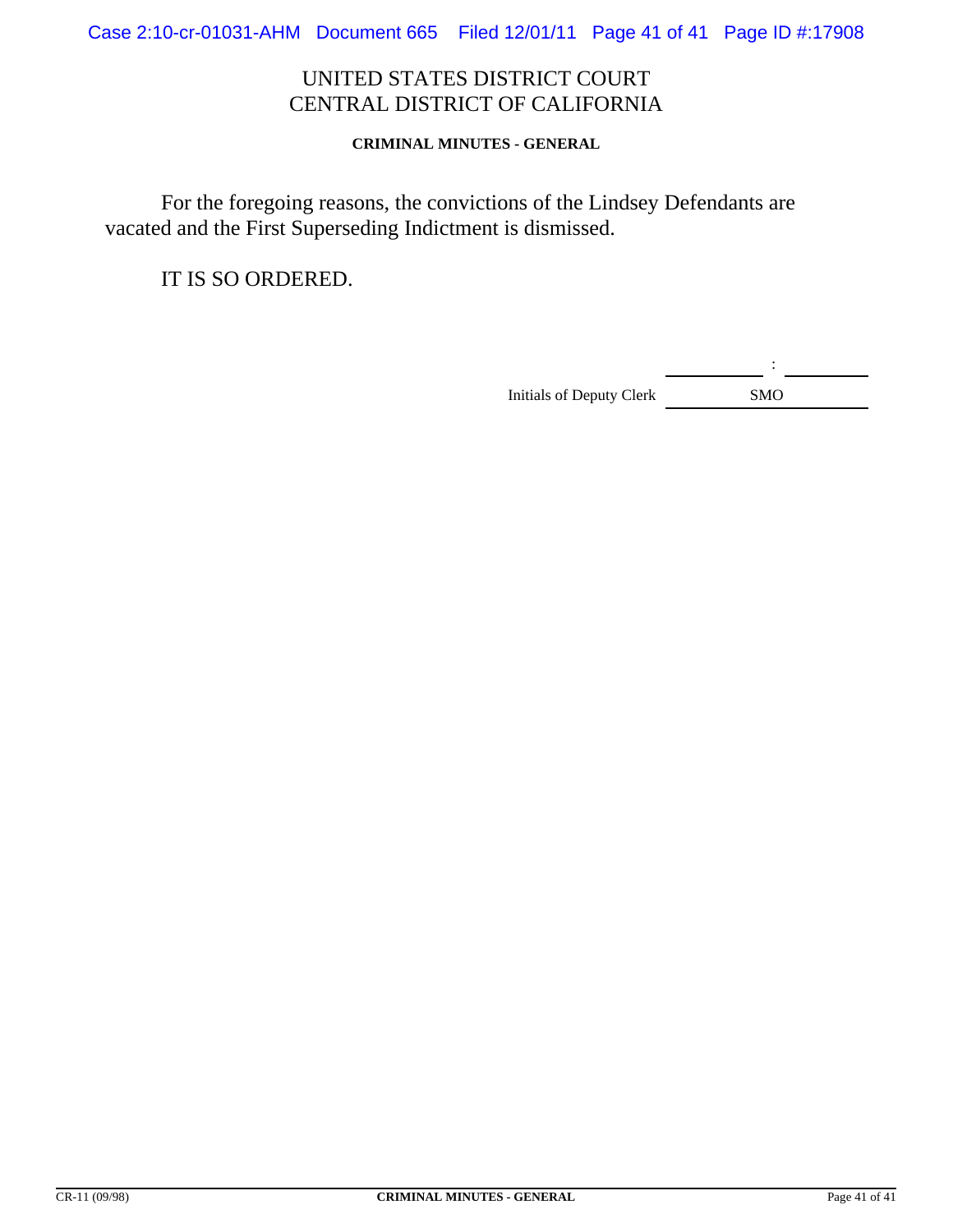UNITED STATES DISTRICT COURT
CENTRAL DISTRICT OF CALIFORNIA

**CRIMINAL MINUTES - GENERAL**

For the foregoing reasons, the convictions of the Lindsey Defendants are vacated and the First Superseding Indictment is dismissed.

IT IS SO ORDERED.

:

Initials of Deputy Clerk SMO